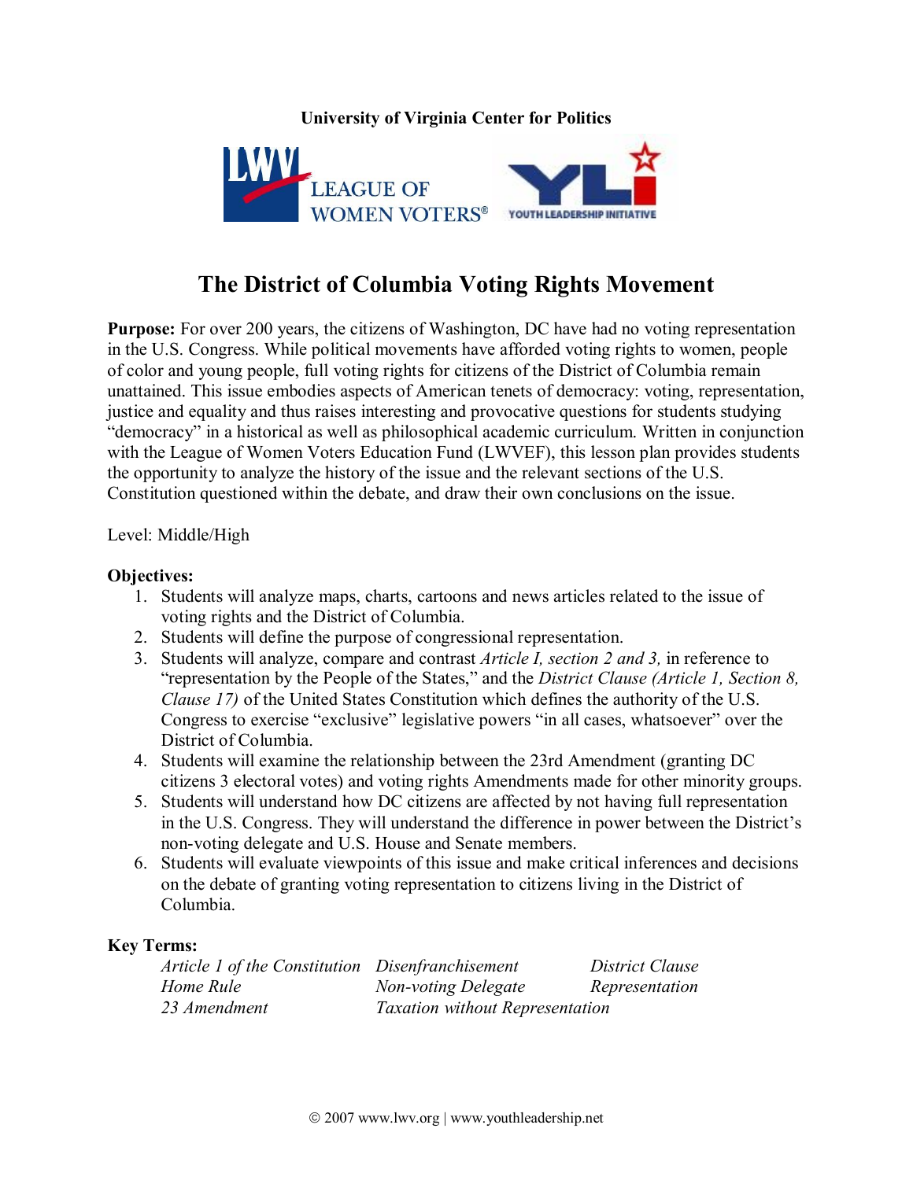**University of Virginia Center for Politics**

LEAGUE OF WOMEN VOTERS®

YOUTH LEADERSHIP INITIATIVE

# The District of Columbia Voting Rights Movement

**Purpose:** For over 200 years, the citizens of Washington, DC have had no voting representation in the U.S. Congress. While political movements have afforded voting rights to women, people of color and young people, full voting rights for citizens of the District of Columbia remain unattained. This issue embodies aspects of American tenets of democracy: voting, representation, justice and equality and thus raises interesting and provocative questions for students studying "democracy" in a historical as well as philosophical academic curriculum. Written in conjunction with the League of Women Voters Education Fund (LWVEF), this lesson plan provides students the opportunity to analyze the history of the issue and the relevant sections of the U.S. Constitution questioned within the debate, and draw their own conclusions on the issue.

Level: Middle/High

**Objectives:**

1. Students will analyze maps, charts, cartoons and news articles related to the issue of voting rights and the District of Columbia.
2. Students will define the purpose of congressional representation.
3. Students will analyze, compare and contrast *Article I, section 2 and 3,* in reference to "representation by the People of the States," and the *District Clause (Article 1, Section 8, Clause 17)* of the United States Constitution which defines the authority of the U.S. Congress to exercise "exclusive" legislative powers "in all cases, whatsoever" over the District of Columbia.
4. Students will examine the relationship between the 23rd Amendment (granting DC citizens 3 electoral votes) and voting rights Amendments made for other minority groups.
5. Students will understand how DC citizens are affected by not having full representation in the U.S. Congress. They will understand the difference in power between the District's non-voting delegate and U.S. House and Senate members.
6. Students will evaluate viewpoints of this issue and make critical inferences and decisions on the debate of granting voting representation to citizens living in the District of Columbia.

**Key Terms:**

| | | |
|---|---|---|
| *Article 1 of the Constitution* | *Disenfranchisement* | *District Clause* |
| *Home Rule* | *Non-voting Delegate* | *Representation* |
| *23 Amendment* | *Taxation without Representation* | |

© 2007 www.lwv.org | www.youthleadership.net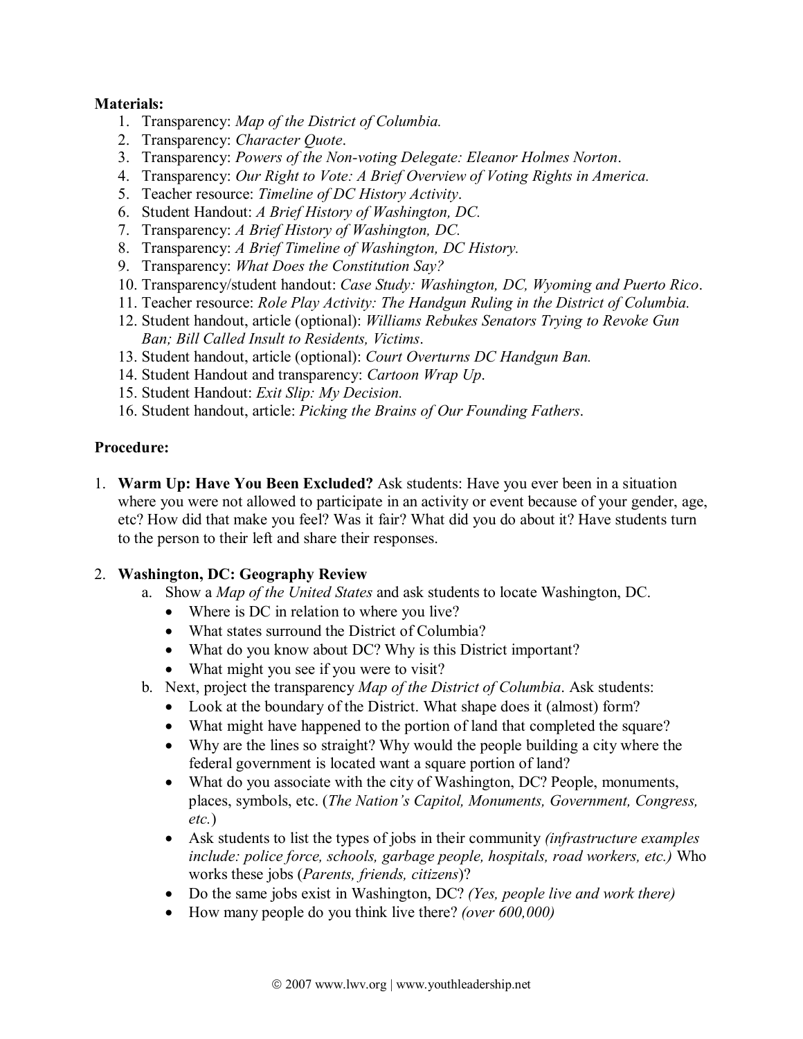**Materials:**

1. Transparency: *Map of the District of Columbia.*
2. Transparency: *Character Quote*.
3. Transparency: *Powers of the Non-voting Delegate: Eleanor Holmes Norton*.
4. Transparency: *Our Right to Vote: A Brief Overview of Voting Rights in America.*
5. Teacher resource: *Timeline of DC History Activity*.
6. Student Handout: *A Brief History of Washington, DC.*
7. Transparency: *A Brief History of Washington, DC.*
8. Transparency: *A Brief Timeline of Washington, DC History.*
9. Transparency: *What Does the Constitution Say?*
10. Transparency/student handout: *Case Study: Washington, DC, Wyoming and Puerto Rico*.
11. Teacher resource: *Role Play Activity: The Handgun Ruling in the District of Columbia.*
12. Student handout, article (optional): *Williams Rebukes Senators Trying to Revoke Gun Ban; Bill Called Insult to Residents, Victims*.
13. Student handout, article (optional): *Court Overturns DC Handgun Ban.*
14. Student Handout and transparency: *Cartoon Wrap Up*.
15. Student Handout: *Exit Slip: My Decision.*
16. Student handout, article: *Picking the Brains of Our Founding Fathers*.

**Procedure:**

1. **Warm Up: Have You Been Excluded?** Ask students: Have you ever been in a situation where you were not allowed to participate in an activity or event because of your gender, age, etc? How did that make you feel? Was it fair? What did you do about it? Have students turn to the person to their left and share their responses.

2. **Washington, DC: Geography Review**
   a. Show a *Map of the United States* and ask students to locate Washington, DC.
      - Where is DC in relation to where you live?
      - What states surround the District of Columbia?
      - What do you know about DC? Why is this District important?
      - What might you see if you were to visit?

   b. Next, project the transparency *Map of the District of Columbia*. Ask students:
      - Look at the boundary of the District. What shape does it (almost) form?
      - What might have happened to the portion of land that completed the square?
      - Why are the lines so straight? Why would the people building a city where the federal government is located want a square portion of land?
      - What do you associate with the city of Washington, DC? People, monuments, places, symbols, etc. (*The Nation's Capitol, Monuments, Government, Congress, etc.*)
      - Ask students to list the types of jobs in their community *(infrastructure examples include: police force, schools, garbage people, hospitals, road workers, etc.)* Who works these jobs (*Parents, friends, citizens*)?
      - Do the same jobs exist in Washington, DC? *(Yes, people live and work there)*
      - How many people do you think live there? *(over 600,000)*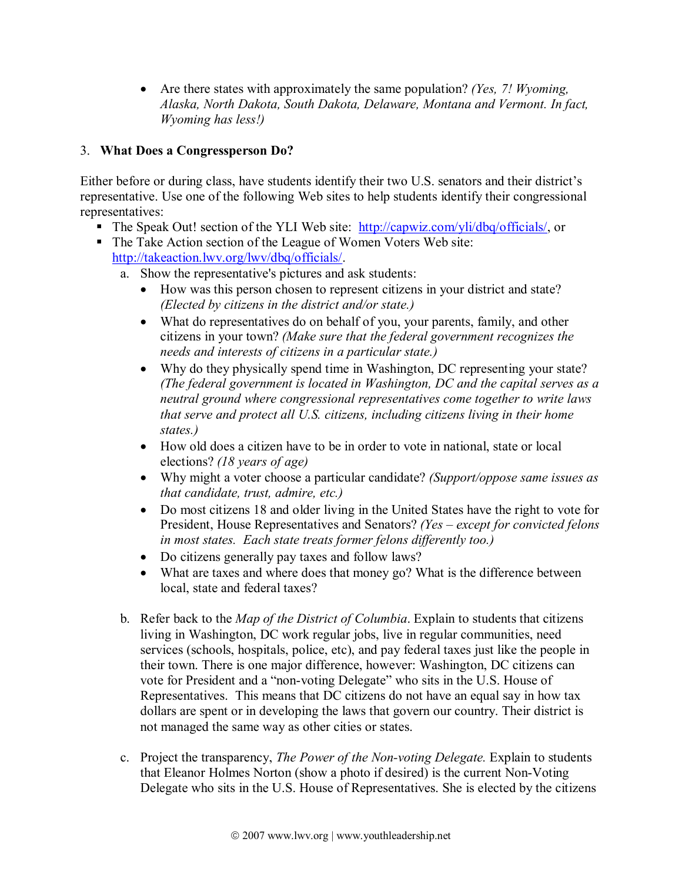- Are there states with approximately the same population? *(Yes, 7! Wyoming, Alaska, North Dakota, South Dakota, Delaware, Montana and Vermont. In fact, Wyoming has less!)*

3. **What Does a Congressperson Do?**

Either before or during class, have students identify their two U.S. senators and their district's representative. Use one of the following Web sites to help students identify their congressional representatives:

- The Speak Out! section of the YLI Web site: [http://capwiz.com/yli/dbq/officials/](http://capwiz.com/yli/dbq/officials/), or
- The Take Action section of the League of Women Voters Web site: [http://takeaction.lwv.org/lwv/dbq/officials/](http://takeaction.lwv.org/lwv/dbq/officials/).

a. Show the representative's pictures and ask students:
   - How was this person chosen to represent citizens in your district and state? *(Elected by citizens in the district and/or state.)*
   - What do representatives do on behalf of you, your parents, family, and other citizens in your town? *(Make sure that the federal government recognizes the needs and interests of citizens in a particular state.)*
   - Why do they physically spend time in Washington, DC representing your state? *(The federal government is located in Washington, DC and the capital serves as a neutral ground where congressional representatives come together to write laws that serve and protect all U.S. citizens, including citizens living in their home states.)*
   - How old does a citizen have to be in order to vote in national, state or local elections? *(18 years of age)*
   - Why might a voter choose a particular candidate? *(Support/oppose same issues as that candidate, trust, admire, etc.)*
   - Do most citizens 18 and older living in the United States have the right to vote for President, House Representatives and Senators? *(Yes – except for convicted felons in most states. Each state treats former felons differently too.)*
   - Do citizens generally pay taxes and follow laws?
   - What are taxes and where does that money go? What is the difference between local, state and federal taxes?

b. Refer back to the *Map of the District of Columbia*. Explain to students that citizens living in Washington, DC work regular jobs, live in regular communities, need services (schools, hospitals, police, etc), and pay federal taxes just like the people in their town. There is one major difference, however: Washington, DC citizens can vote for President and a "non-voting Delegate" who sits in the U.S. House of Representatives. This means that DC citizens do not have an equal say in how tax dollars are spent or in developing the laws that govern our country. Their district is not managed the same way as other cities or states.

c. Project the transparency, *The Power of the Non-voting Delegate.* Explain to students that Eleanor Holmes Norton (show a photo if desired) is the current Non-Voting Delegate who sits in the U.S. House of Representatives. She is elected by the citizens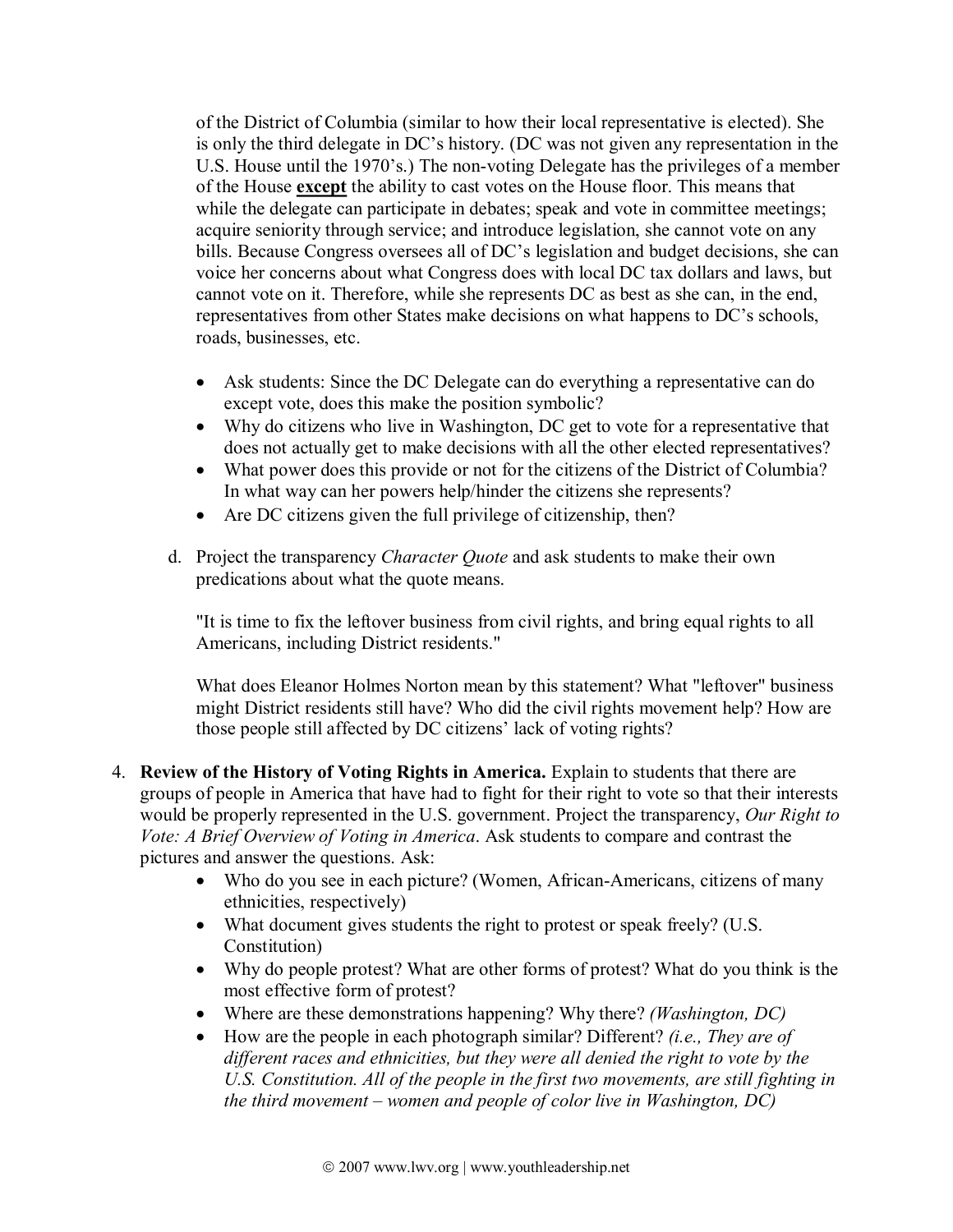of the District of Columbia (similar to how their local representative is elected). She is only the third delegate in DC's history. (DC was not given any representation in the U.S. House until the 1970's.) The non-voting Delegate has the privileges of a member of the House **except** the ability to cast votes on the House floor. This means that while the delegate can participate in debates; speak and vote in committee meetings; acquire seniority through service; and introduce legislation, she cannot vote on any bills. Because Congress oversees all of DC's legislation and budget decisions, she can voice her concerns about what Congress does with local DC tax dollars and laws, but cannot vote on it. Therefore, while she represents DC as best as she can, in the end, representatives from other States make decisions on what happens to DC's schools, roads, businesses, etc.

- Ask students: Since the DC Delegate can do everything a representative can do except vote, does this make the position symbolic?
- Why do citizens who live in Washington, DC get to vote for a representative that does not actually get to make decisions with all the other elected representatives?
- What power does this provide or not for the citizens of the District of Columbia? In what way can her powers help/hinder the citizens she represents?
- Are DC citizens given the full privilege of citizenship, then?

d. Project the transparency *Character Quote* and ask students to make their own predications about what the quote means.

"It is time to fix the leftover business from civil rights, and bring equal rights to all Americans, including District residents."

What does Eleanor Holmes Norton mean by this statement? What "leftover" business might District residents still have? Who did the civil rights movement help? How are those people still affected by DC citizens' lack of voting rights?

4. **Review of the History of Voting Rights in America.** Explain to students that there are groups of people in America that have had to fight for their right to vote so that their interests would be properly represented in the U.S. government. Project the transparency, *Our Right to Vote: A Brief Overview of Voting in America*. Ask students to compare and contrast the pictures and answer the questions. Ask:
   - Who do you see in each picture? (Women, African-Americans, citizens of many ethnicities, respectively)
   - What document gives students the right to protest or speak freely? (U.S. Constitution)
   - Why do people protest? What are other forms of protest? What do you think is the most effective form of protest?
   - Where are these demonstrations happening? Why there? *(Washington, DC)*
   - How are the people in each photograph similar? Different? *(i.e., They are of different races and ethnicities, but they were all denied the right to vote by the U.S. Constitution. All of the people in the first two movements, are still fighting in the third movement – women and people of color live in Washington, DC)*

© 2007 www.lwv.org | www.youthleadership.net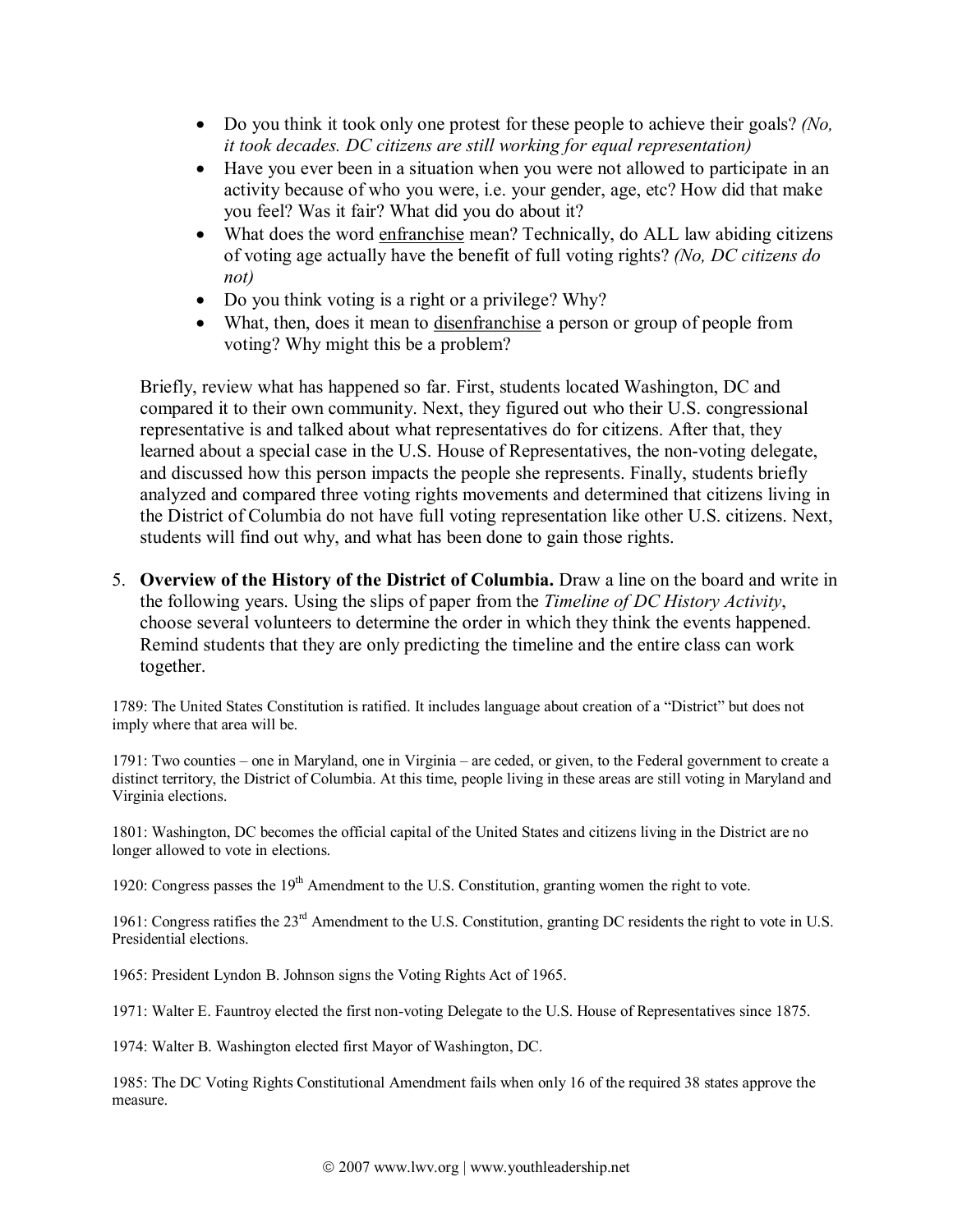- Do you think it took only one protest for these people to achieve their goals? *(No, it took decades. DC citizens are still working for equal representation)*
- Have you ever been in a situation when you were not allowed to participate in an activity because of who you were, i.e. your gender, age, etc? How did that make you feel? Was it fair? What did you do about it?
- What does the word <u>enfranchise</u> mean? Technically, do ALL law abiding citizens of voting age actually have the benefit of full voting rights? *(No, DC citizens do not)*
- Do you think voting is a right or a privilege? Why?
- What, then, does it mean to <u>disenfranchise</u> a person or group of people from voting? Why might this be a problem?

Briefly, review what has happened so far. First, students located Washington, DC and compared it to their own community. Next, they figured out who their U.S. congressional representative is and talked about what representatives do for citizens. After that, they learned about a special case in the U.S. House of Representatives, the non-voting delegate, and discussed how this person impacts the people she represents. Finally, students briefly analyzed and compared three voting rights movements and determined that citizens living in the District of Columbia do not have full voting representation like other U.S. citizens. Next, students will find out why, and what has been done to gain those rights.

5. **Overview of the History of the District of Columbia.** Draw a line on the board and write in the following years. Using the slips of paper from the *Timeline of DC History Activity*, choose several volunteers to determine the order in which they think the events happened. Remind students that they are only predicting the timeline and the entire class can work together.

1789: The United States Constitution is ratified. It includes language about creation of a "District" but does not imply where that area will be.

1791: Two counties – one in Maryland, one in Virginia – are ceded, or given, to the Federal government to create a distinct territory, the District of Columbia. At this time, people living in these areas are still voting in Maryland and Virginia elections.

1801: Washington, DC becomes the official capital of the United States and citizens living in the District are no longer allowed to vote in elections.

1920: Congress passes the 19th Amendment to the U.S. Constitution, granting women the right to vote.

1961: Congress ratifies the 23rd Amendment to the U.S. Constitution, granting DC residents the right to vote in U.S. Presidential elections.

1965: President Lyndon B. Johnson signs the Voting Rights Act of 1965.

1971: Walter E. Fauntroy elected the first non-voting Delegate to the U.S. House of Representatives since 1875.

1974: Walter B. Washington elected first Mayor of Washington, DC.

1985: The DC Voting Rights Constitutional Amendment fails when only 16 of the required 38 states approve the measure.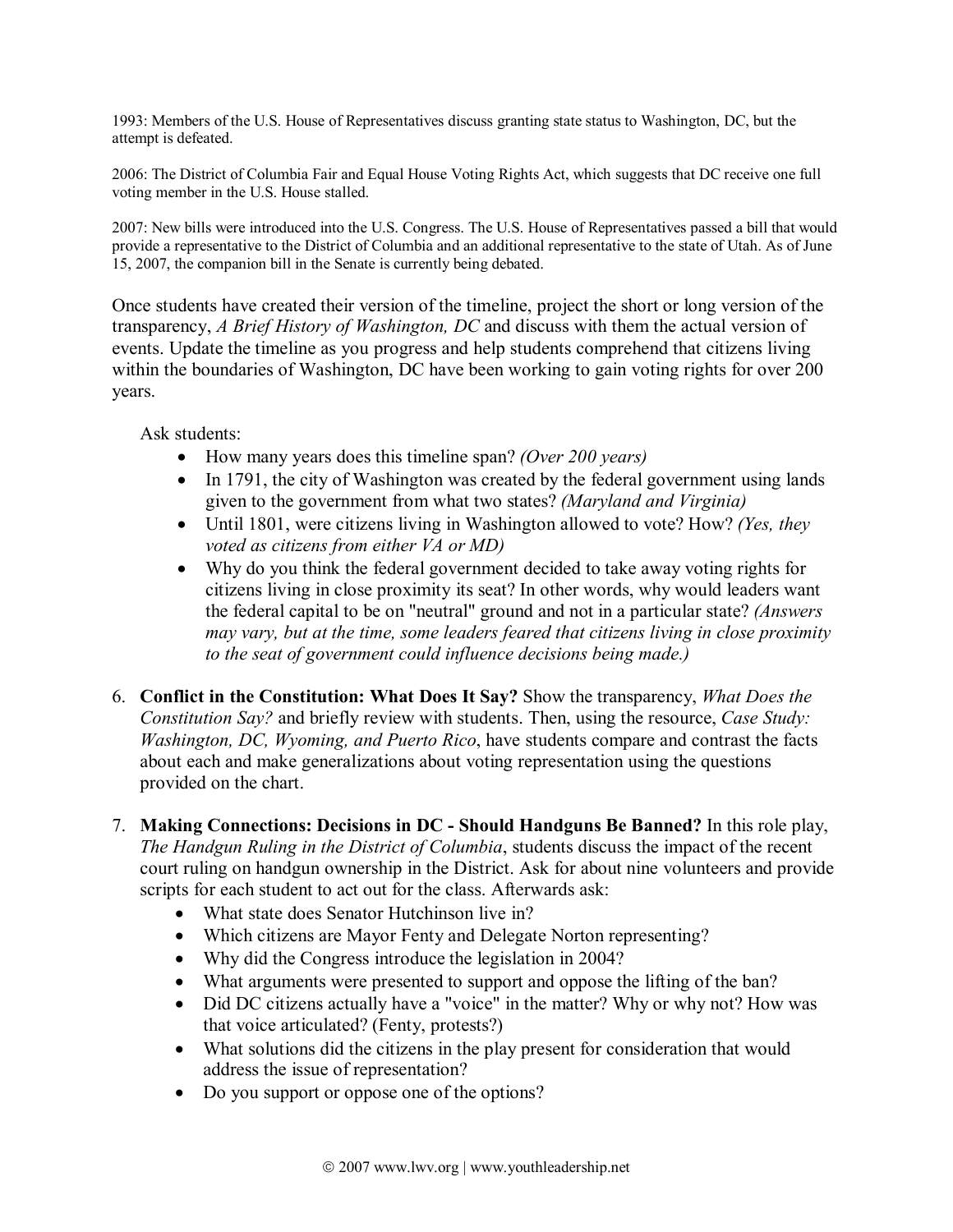1993: Members of the U.S. House of Representatives discuss granting state status to Washington, DC, but the attempt is defeated.

2006: The District of Columbia Fair and Equal House Voting Rights Act, which suggests that DC receive one full voting member in the U.S. House stalled.

2007: New bills were introduced into the U.S. Congress. The U.S. House of Representatives passed a bill that would provide a representative to the District of Columbia and an additional representative to the state of Utah. As of June 15, 2007, the companion bill in the Senate is currently being debated.

Once students have created their version of the timeline, project the short or long version of the transparency, *A Brief History of Washington, DC* and discuss with them the actual version of events. Update the timeline as you progress and help students comprehend that citizens living within the boundaries of Washington, DC have been working to gain voting rights for over 200 years.

Ask students:

- How many years does this timeline span? *(Over 200 years)*
- In 1791, the city of Washington was created by the federal government using lands given to the government from what two states? *(Maryland and Virginia)*
- Until 1801, were citizens living in Washington allowed to vote? How? *(Yes, they voted as citizens from either VA or MD)*
- Why do you think the federal government decided to take away voting rights for citizens living in close proximity its seat? In other words, why would leaders want the federal capital to be on "neutral" ground and not in a particular state? *(Answers may vary, but at the time, some leaders feared that citizens living in close proximity to the seat of government could influence decisions being made.)*

6. **Conflict in the Constitution: What Does It Say?** Show the transparency, *What Does the Constitution Say?* and briefly review with students. Then, using the resource, *Case Study: Washington, DC, Wyoming, and Puerto Rico*, have students compare and contrast the facts about each and make generalizations about voting representation using the questions provided on the chart.

7. **Making Connections: Decisions in DC - Should Handguns Be Banned?** In this role play, *The Handgun Ruling in the District of Columbia*, students discuss the impact of the recent court ruling on handgun ownership in the District. Ask for about nine volunteers and provide scripts for each student to act out for the class. Afterwards ask:
   - What state does Senator Hutchinson live in?
   - Which citizens are Mayor Fenty and Delegate Norton representing?
   - Why did the Congress introduce the legislation in 2004?
   - What arguments were presented to support and oppose the lifting of the ban?
   - Did DC citizens actually have a "voice" in the matter? Why or why not? How was that voice articulated? (Fenty, protests?)
   - What solutions did the citizens in the play present for consideration that would address the issue of representation?
   - Do you support or oppose one of the options?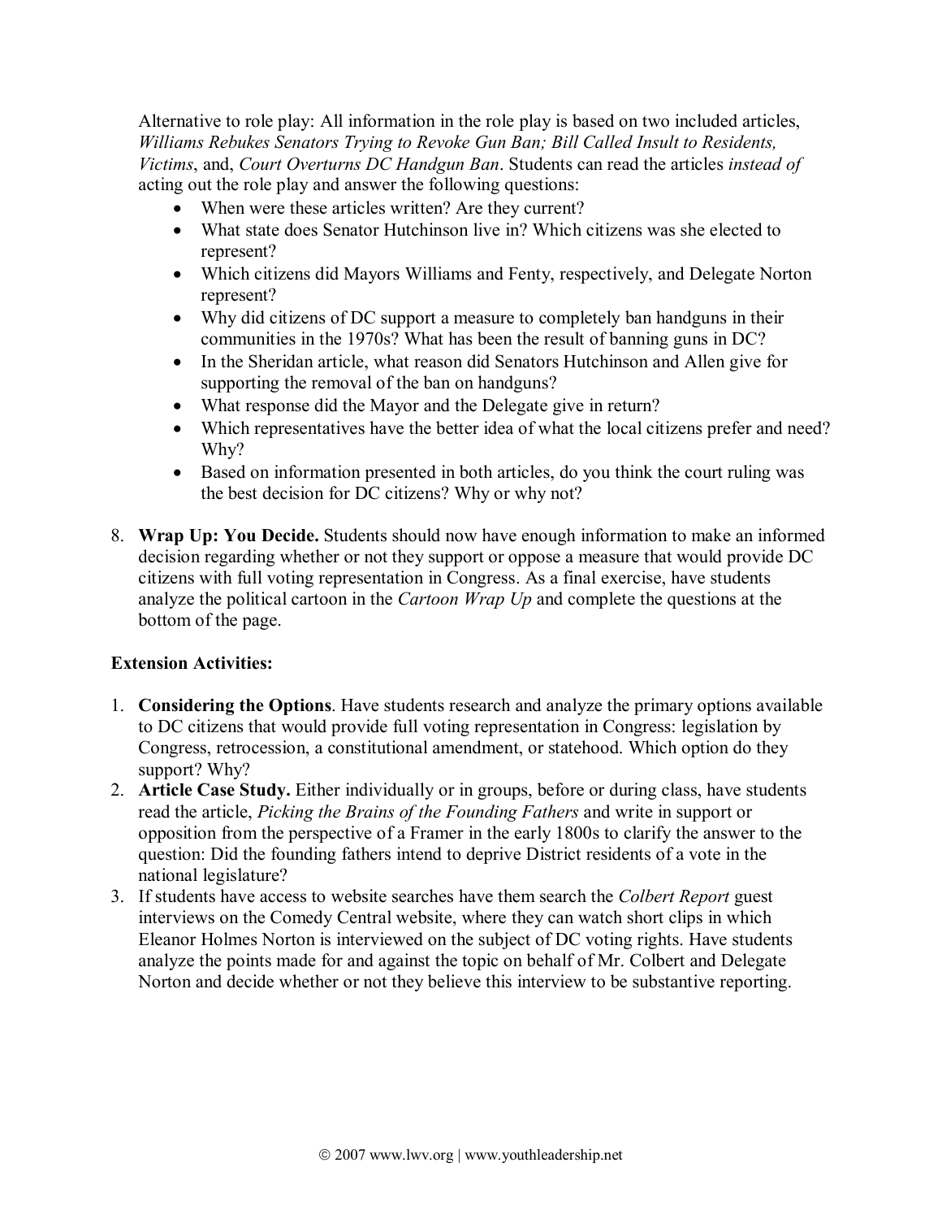Alternative to role play: All information in the role play is based on two included articles, *Williams Rebukes Senators Trying to Revoke Gun Ban; Bill Called Insult to Residents, Victims*, and, *Court Overturns DC Handgun Ban*. Students can read the articles *instead of* acting out the role play and answer the following questions:

- When were these articles written? Are they current?
- What state does Senator Hutchinson live in? Which citizens was she elected to represent?
- Which citizens did Mayors Williams and Fenty, respectively, and Delegate Norton represent?
- Why did citizens of DC support a measure to completely ban handguns in their communities in the 1970s? What has been the result of banning guns in DC?
- In the Sheridan article, what reason did Senators Hutchinson and Allen give for supporting the removal of the ban on handguns?
- What response did the Mayor and the Delegate give in return?
- Which representatives have the better idea of what the local citizens prefer and need? Why?
- Based on information presented in both articles, do you think the court ruling was the best decision for DC citizens? Why or why not?

8. **Wrap Up: You Decide.** Students should now have enough information to make an informed decision regarding whether or not they support or oppose a measure that would provide DC citizens with full voting representation in Congress. As a final exercise, have students analyze the political cartoon in the *Cartoon Wrap Up* and complete the questions at the bottom of the page.

**Extension Activities:**

1. **Considering the Options**. Have students research and analyze the primary options available to DC citizens that would provide full voting representation in Congress: legislation by Congress, retrocession, a constitutional amendment, or statehood. Which option do they support? Why?
2. **Article Case Study.** Either individually or in groups, before or during class, have students read the article, *Picking the Brains of the Founding Fathers* and write in support or opposition from the perspective of a Framer in the early 1800s to clarify the answer to the question: Did the founding fathers intend to deprive District residents of a vote in the national legislature?
3. If students have access to website searches have them search the *Colbert Report* guest interviews on the Comedy Central website, where they can watch short clips in which Eleanor Holmes Norton is interviewed on the subject of DC voting rights. Have students analyze the points made for and against the topic on behalf of Mr. Colbert and Delegate Norton and decide whether or not they believe this interview to be substantive reporting.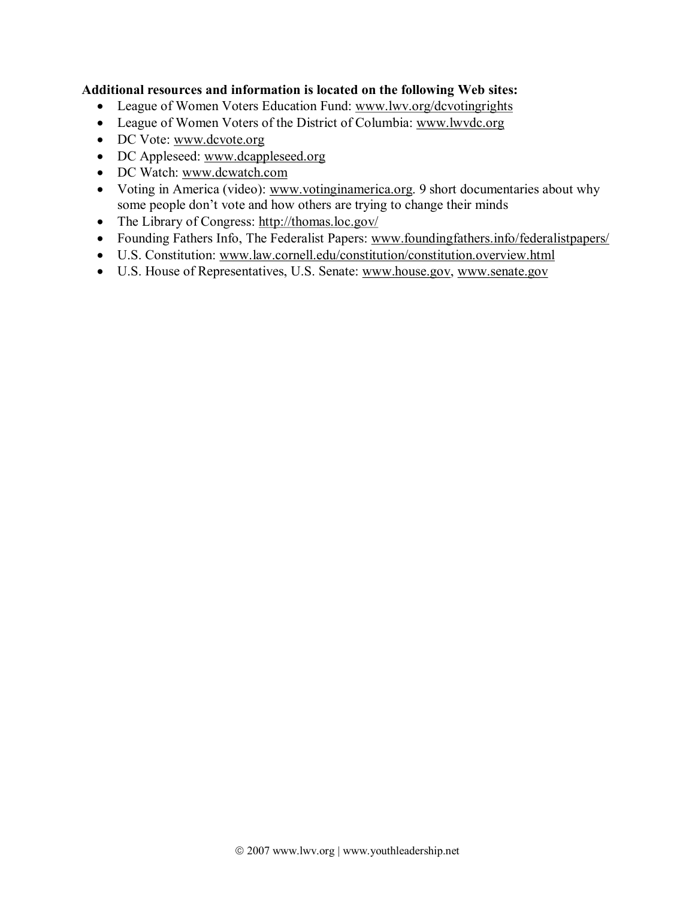**Additional resources and information is located on the following Web sites:**

- League of Women Voters Education Fund: www.lwv.org/dcvotingrights
- League of Women Voters of the District of Columbia: www.lwvdc.org
- DC Vote: www.dcvote.org
- DC Appleseed: www.dcappleseed.org
- DC Watch: www.dcwatch.com
- Voting in America (video): www.votinginamerica.org. 9 short documentaries about why some people don't vote and how others are trying to change their minds
- The Library of Congress: http://thomas.loc.gov/
- Founding Fathers Info, The Federalist Papers: www.foundingfathers.info/federalistpapers/
- U.S. Constitution: www.law.cornell.edu/constitution/constitution.overview.html
- U.S. House of Representatives, U.S. Senate: www.house.gov, www.senate.gov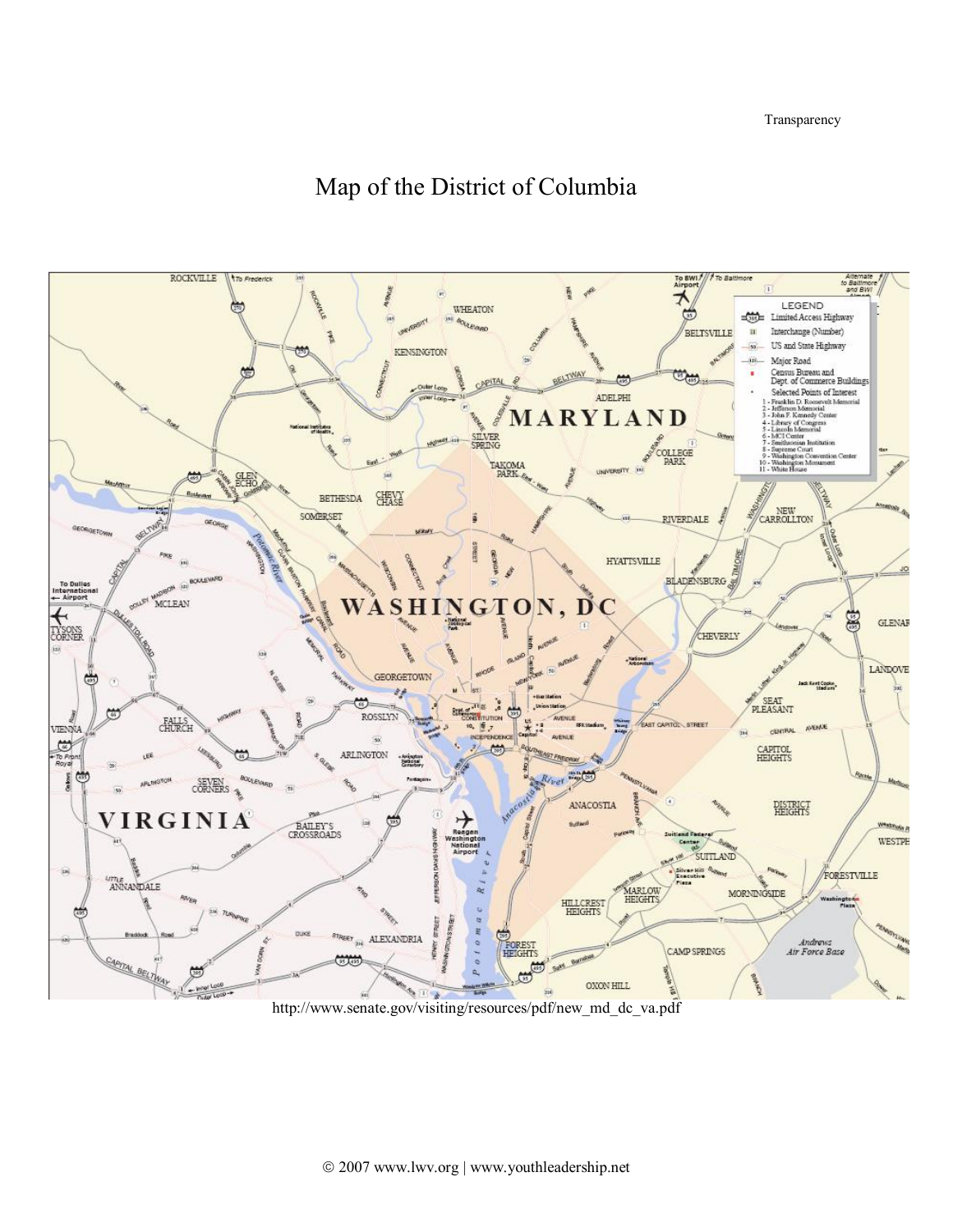Transparency

# Map of the District of Columbia

http://www.senate.gov/visiting/resources/pdf/new_md_dc_va.pdf

© 2007 www.lwv.org | www.youthleadership.net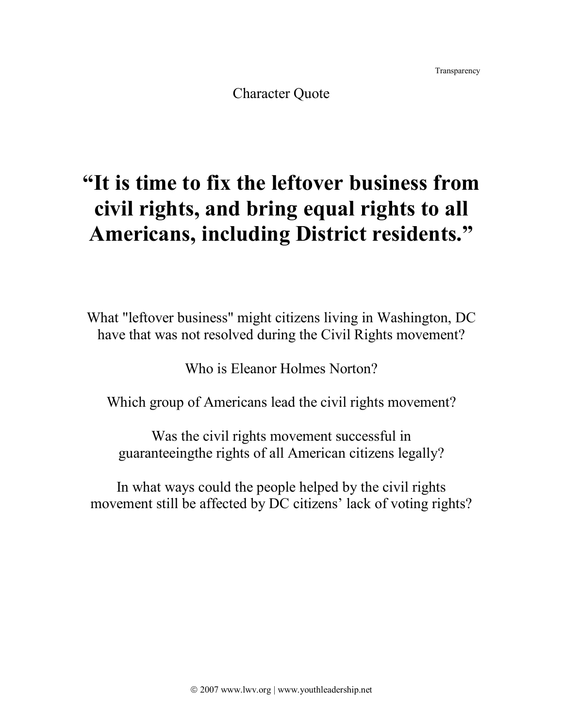Transparency

Character Quote

# "It is time to fix the leftover business from civil rights, and bring equal rights to all Americans, including District residents."

What "leftover business" might citizens living in Washington, DC have that was not resolved during the Civil Rights movement?

Who is Eleanor Holmes Norton?

Which group of Americans lead the civil rights movement?

Was the civil rights movement successful in guaranteeingthe rights of all American citizens legally?

In what ways could the people helped by the civil rights movement still be affected by DC citizens' lack of voting rights?

© 2007 www.lwv.org | www.youthleadership.net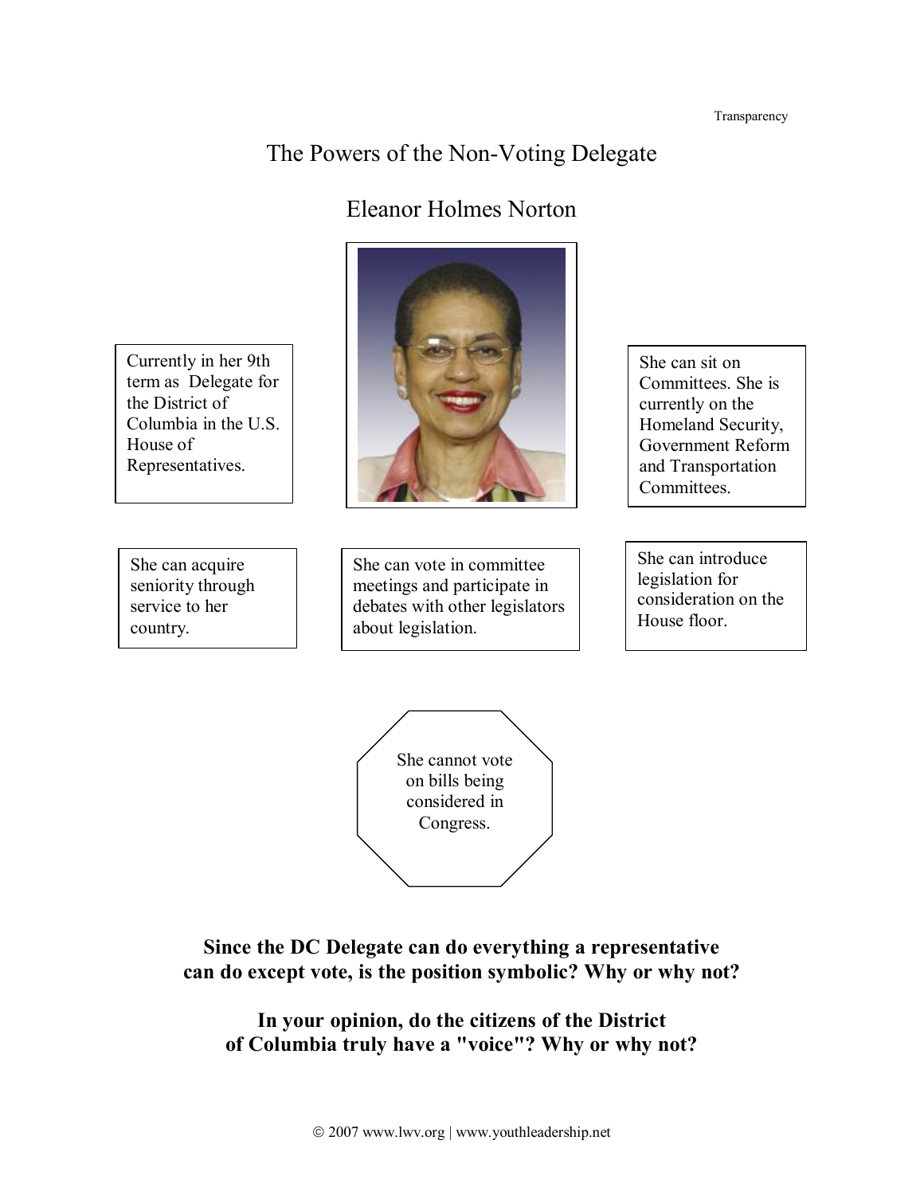Transparency

# The Powers of the Non-Voting Delegate

## Eleanor Holmes Norton

Currently in her 9th term as Delegate for the District of Columbia in the U.S. House of Representatives.

She can sit on Committees. She is currently on the Homeland Security, Government Reform and Transportation Committees.

She can acquire seniority through service to her country.

She can vote in committee meetings and participate in debates with other legislators about legislation.

She can introduce legislation for consideration on the House floor.

She cannot vote on bills being considered in Congress.

**Since the DC Delegate can do everything a representative can do except vote, is the position symbolic? Why or why not?**

**In your opinion, do the citizens of the District of Columbia truly have a "voice"? Why or why not?**

© 2007 www.lwv.org | www.youthleadership.net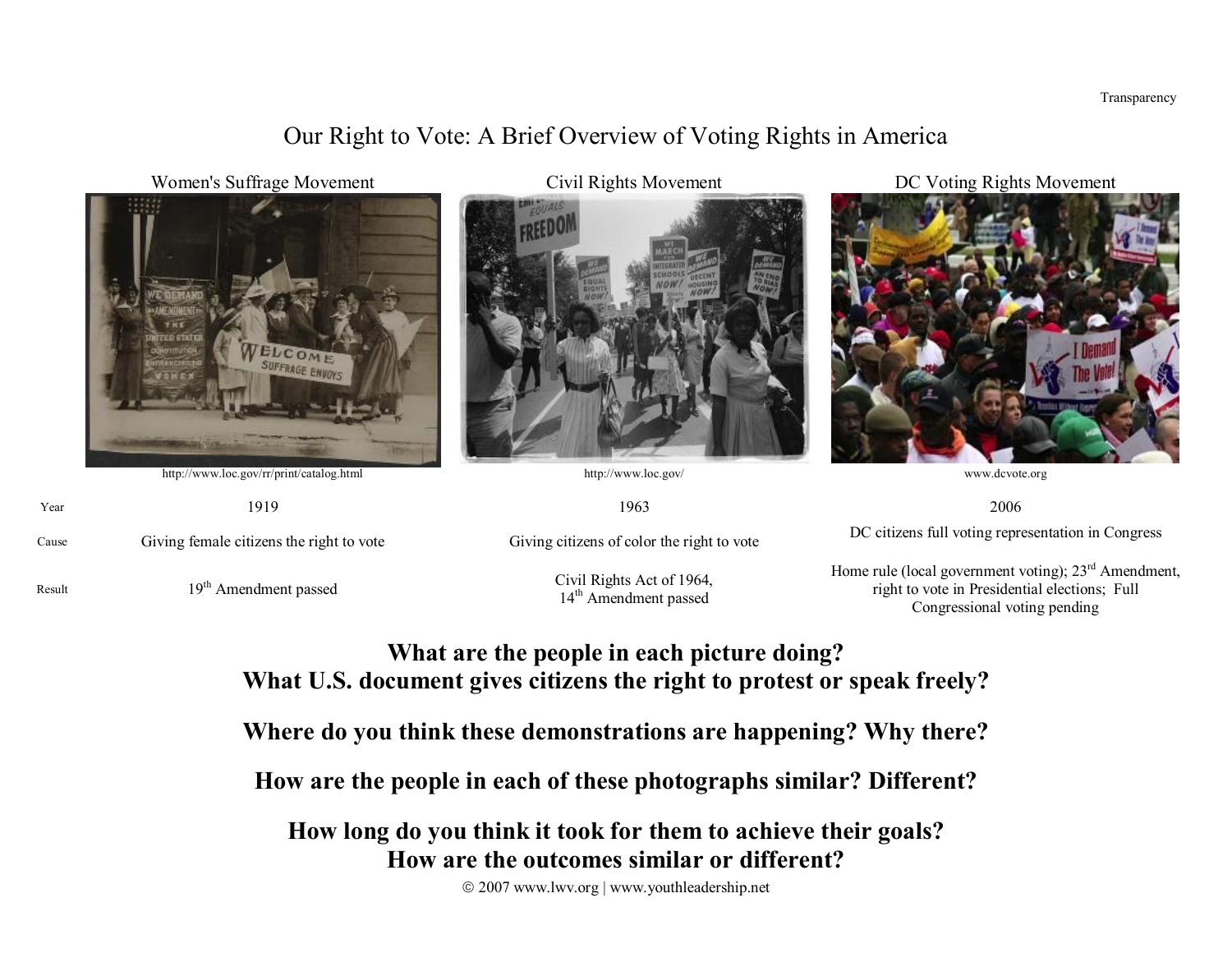Transparency

# Our Right to Vote: A Brief Overview of Voting Rights in America

| | Women's Suffrage Movement | Civil Rights Movement | DC Voting Rights Movement |
|---|---|---|---|
| | http://www.loc.gov/rr/print/catalog.html | http://www.loc.gov/ | www.dcvote.org |
| Year | 1919 | 1963 | 2006 |
| Cause | Giving female citizens the right to vote | Giving citizens of color the right to vote | DC citizens full voting representation in Congress |
| Result | 19th Amendment passed | Civil Rights Act of 1964, 14th Amendment passed | Home rule (local government voting); 23rd Amendment, right to vote in Presidential elections; Full Congressional voting pending |

**What are the people in each picture doing?**
**What U.S. document gives citizens the right to protest or speak freely?**

**Where do you think these demonstrations are happening? Why there?**

**How are the people in each of these photographs similar? Different?**

**How long do you think it took for them to achieve their goals?**
**How are the outcomes similar or different?**

© 2007 www.lwv.org | www.youthleadership.net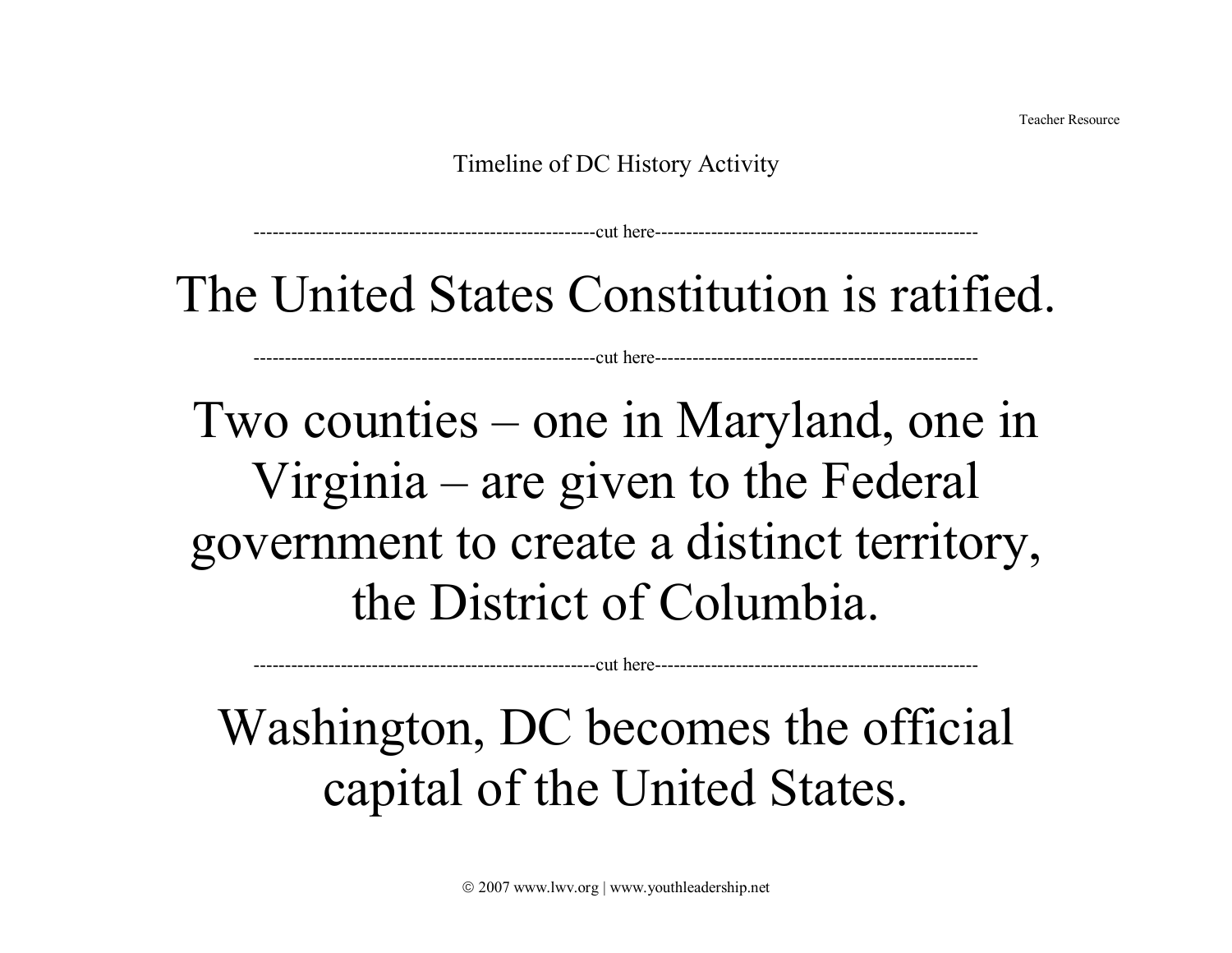Teacher Resource

Timeline of DC History Activity

------------------------------------------------------cut here------------------------------------------------------

# The United States Constitution is ratified.

------------------------------------------------------cut here------------------------------------------------------

# Two counties – one in Maryland, one in Virginia – are given to the Federal government to create a distinct territory, the District of Columbia.

------------------------------------------------------cut here------------------------------------------------------

# Washington, DC becomes the official capital of the United States.

© 2007 www.lwv.org | www.youthleadership.net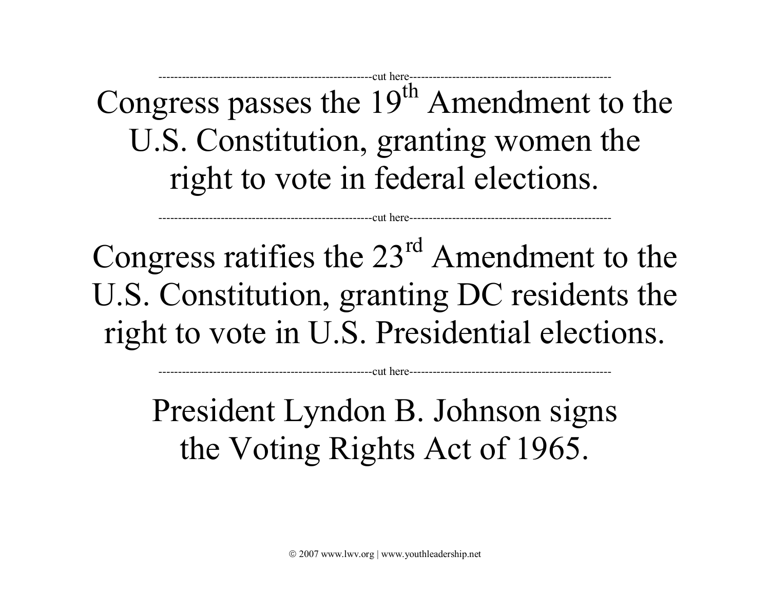---------------------------------------------------------cut here---------------------------------------------------------

Congress passes the 19th Amendment to the U.S. Constitution, granting women the right to vote in federal elections.

---------------------------------------------------------cut here---------------------------------------------------------

Congress ratifies the 23rd Amendment to the U.S. Constitution, granting DC residents the right to vote in U.S. Presidential elections.

---------------------------------------------------------cut here---------------------------------------------------------

President Lyndon B. Johnson signs the Voting Rights Act of 1965.

© 2007 www.lwv.org | www.youthleadership.net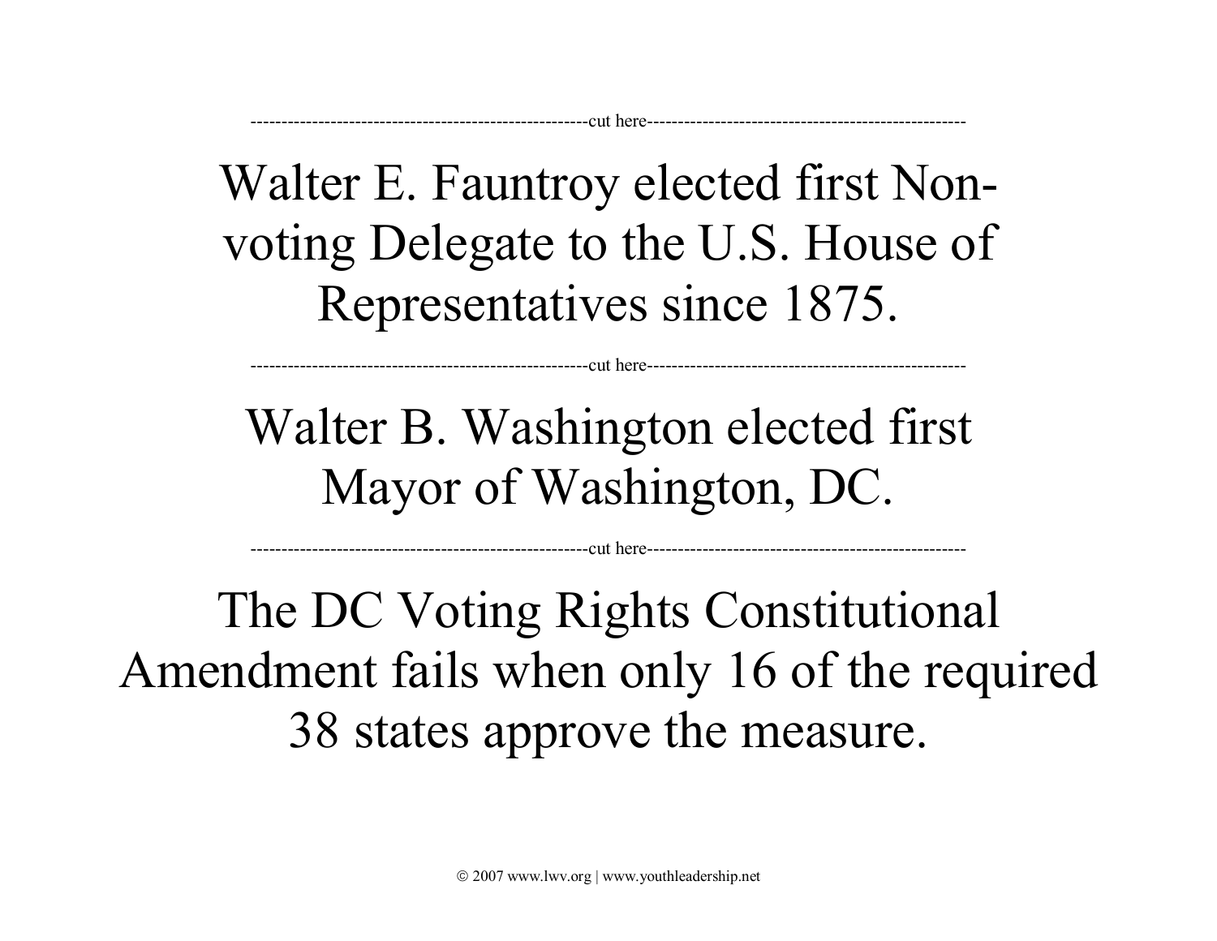--------------------------------------------------------cut here--------------------------------------------------------

Walter E. Fauntroy elected first Non-voting Delegate to the U.S. House of Representatives since 1875.

--------------------------------------------------------cut here--------------------------------------------------------

Walter B. Washington elected first Mayor of Washington, DC.

--------------------------------------------------------cut here--------------------------------------------------------

The DC Voting Rights Constitutional Amendment fails when only 16 of the required 38 states approve the measure.

© 2007 www.lwv.org | www.youthleadership.net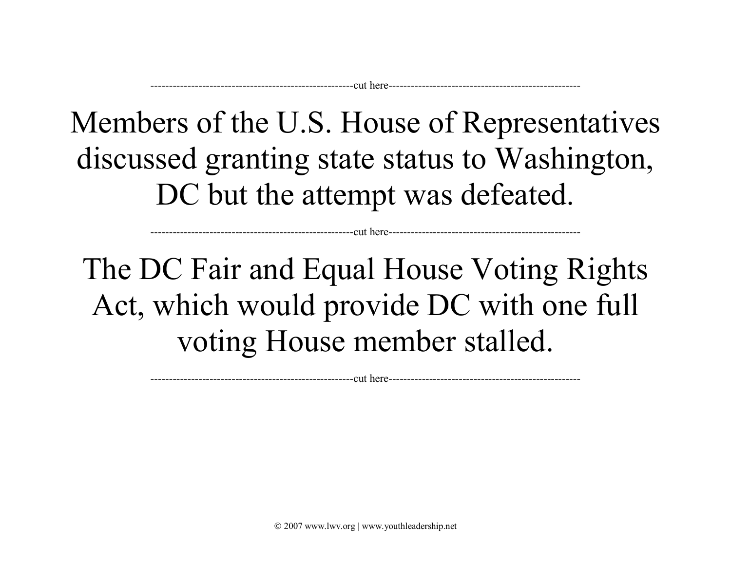--------------------------------------------------------cut here--------------------------------------------------------

Members of the U.S. House of Representatives discussed granting state status to Washington, DC but the attempt was defeated.

--------------------------------------------------------cut here--------------------------------------------------------

The DC Fair and Equal House Voting Rights Act, which would provide DC with one full voting House member stalled.

--------------------------------------------------------cut here--------------------------------------------------------

© 2007 www.lwv.org | www.youthleadership.net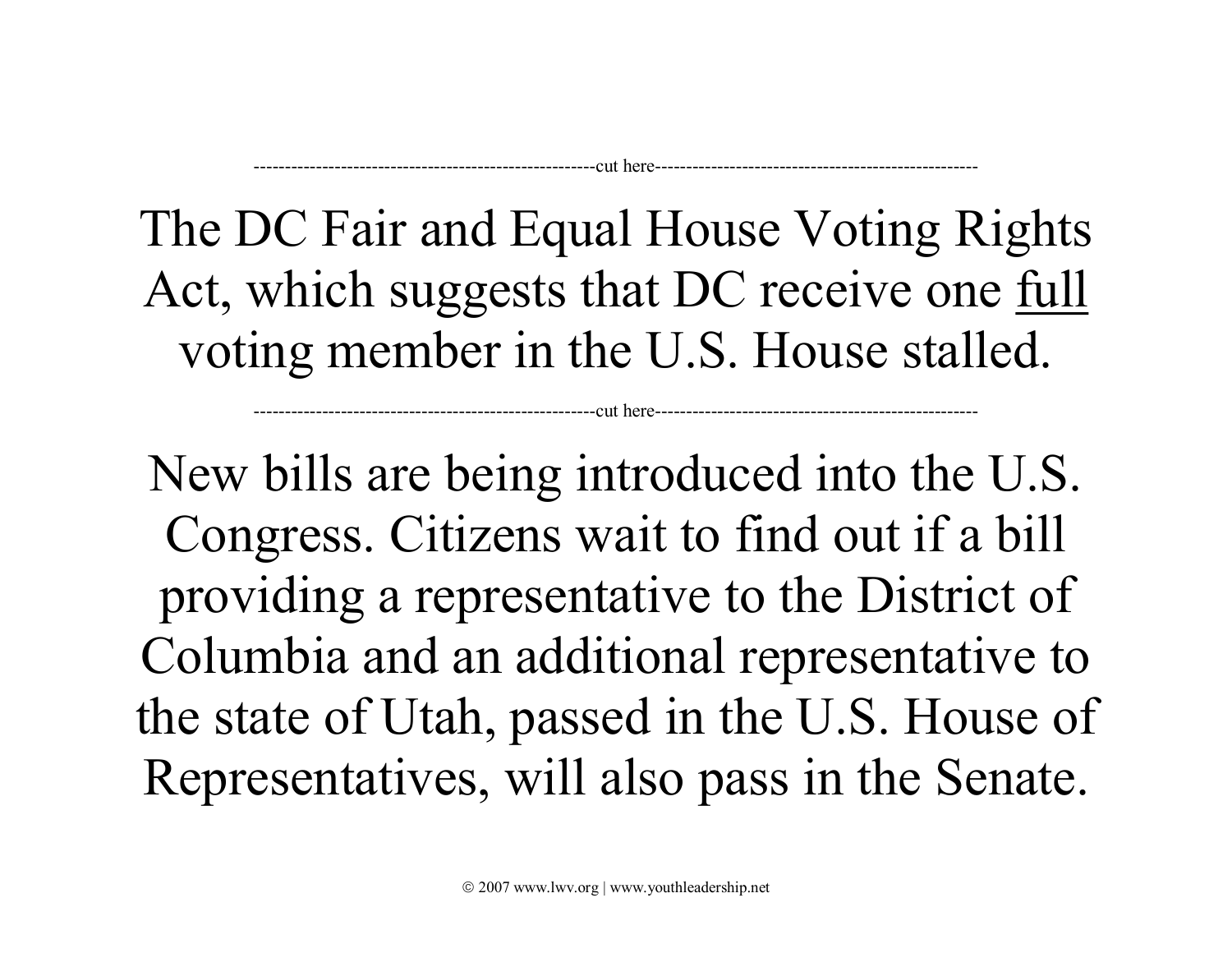------------------------------------------------------cut here----------------------------------------------------

The DC Fair and Equal House Voting Rights Act, which suggests that DC receive one <u>full</u> voting member in the U.S. House stalled.

------------------------------------------------------cut here----------------------------------------------------

New bills are being introduced into the U.S. Congress. Citizens wait to find out if a bill providing a representative to the District of Columbia and an additional representative to the state of Utah, passed in the U.S. House of Representatives, will also pass in the Senate.

© 2007 www.lwv.org | www.youthleadership.net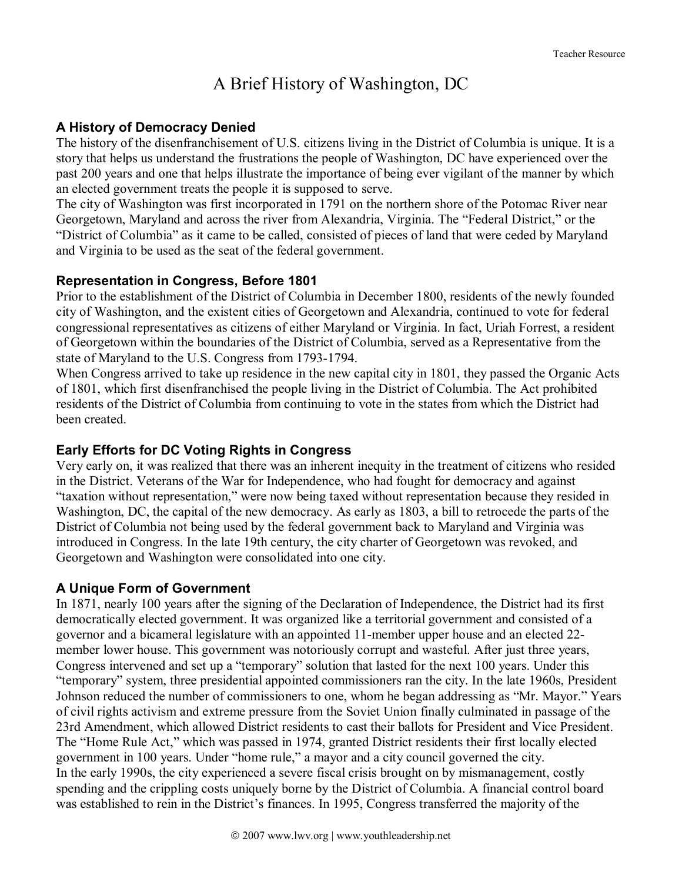Teacher Resource

# A Brief History of Washington, DC

## A History of Democracy Denied

The history of the disenfranchisement of U.S. citizens living in the District of Columbia is unique. It is a story that helps us understand the frustrations the people of Washington, DC have experienced over the past 200 years and one that helps illustrate the importance of being ever vigilant of the manner by which an elected government treats the people it is supposed to serve.

The city of Washington was first incorporated in 1791 on the northern shore of the Potomac River near Georgetown, Maryland and across the river from Alexandria, Virginia. The "Federal District," or the "District of Columbia" as it came to be called, consisted of pieces of land that were ceded by Maryland and Virginia to be used as the seat of the federal government.

## Representation in Congress, Before 1801

Prior to the establishment of the District of Columbia in December 1800, residents of the newly founded city of Washington, and the existent cities of Georgetown and Alexandria, continued to vote for federal congressional representatives as citizens of either Maryland or Virginia. In fact, Uriah Forrest, a resident of Georgetown within the boundaries of the District of Columbia, served as a Representative from the state of Maryland to the U.S. Congress from 1793-1794.

When Congress arrived to take up residence in the new capital city in 1801, they passed the Organic Acts of 1801, which first disenfranchised the people living in the District of Columbia. The Act prohibited residents of the District of Columbia from continuing to vote in the states from which the District had been created.

## Early Efforts for DC Voting Rights in Congress

Very early on, it was realized that there was an inherent inequity in the treatment of citizens who resided in the District. Veterans of the War for Independence, who had fought for democracy and against "taxation without representation," were now being taxed without representation because they resided in Washington, DC, the capital of the new democracy. As early as 1803, a bill to retrocede the parts of the District of Columbia not being used by the federal government back to Maryland and Virginia was introduced in Congress. In the late 19th century, the city charter of Georgetown was revoked, and Georgetown and Washington were consolidated into one city.

## A Unique Form of Government

In 1871, nearly 100 years after the signing of the Declaration of Independence, the District had its first democratically elected government. It was organized like a territorial government and consisted of a governor and a bicameral legislature with an appointed 11-member upper house and an elected 22-member lower house. This government was notoriously corrupt and wasteful. After just three years, Congress intervened and set up a "temporary" solution that lasted for the next 100 years. Under this "temporary" system, three presidential appointed commissioners ran the city. In the late 1960s, President Johnson reduced the number of commissioners to one, whom he began addressing as "Mr. Mayor." Years of civil rights activism and extreme pressure from the Soviet Union finally culminated in passage of the 23rd Amendment, which allowed District residents to cast their ballots for President and Vice President. The "Home Rule Act," which was passed in 1974, granted District residents their first locally elected government in 100 years. Under "home rule," a mayor and a city council governed the city.

In the early 1990s, the city experienced a severe fiscal crisis brought on by mismanagement, costly spending and the crippling costs uniquely borne by the District of Columbia. A financial control board was established to rein in the District's finances. In 1995, Congress transferred the majority of the

© 2007 www.lwv.org | www.youthleadership.net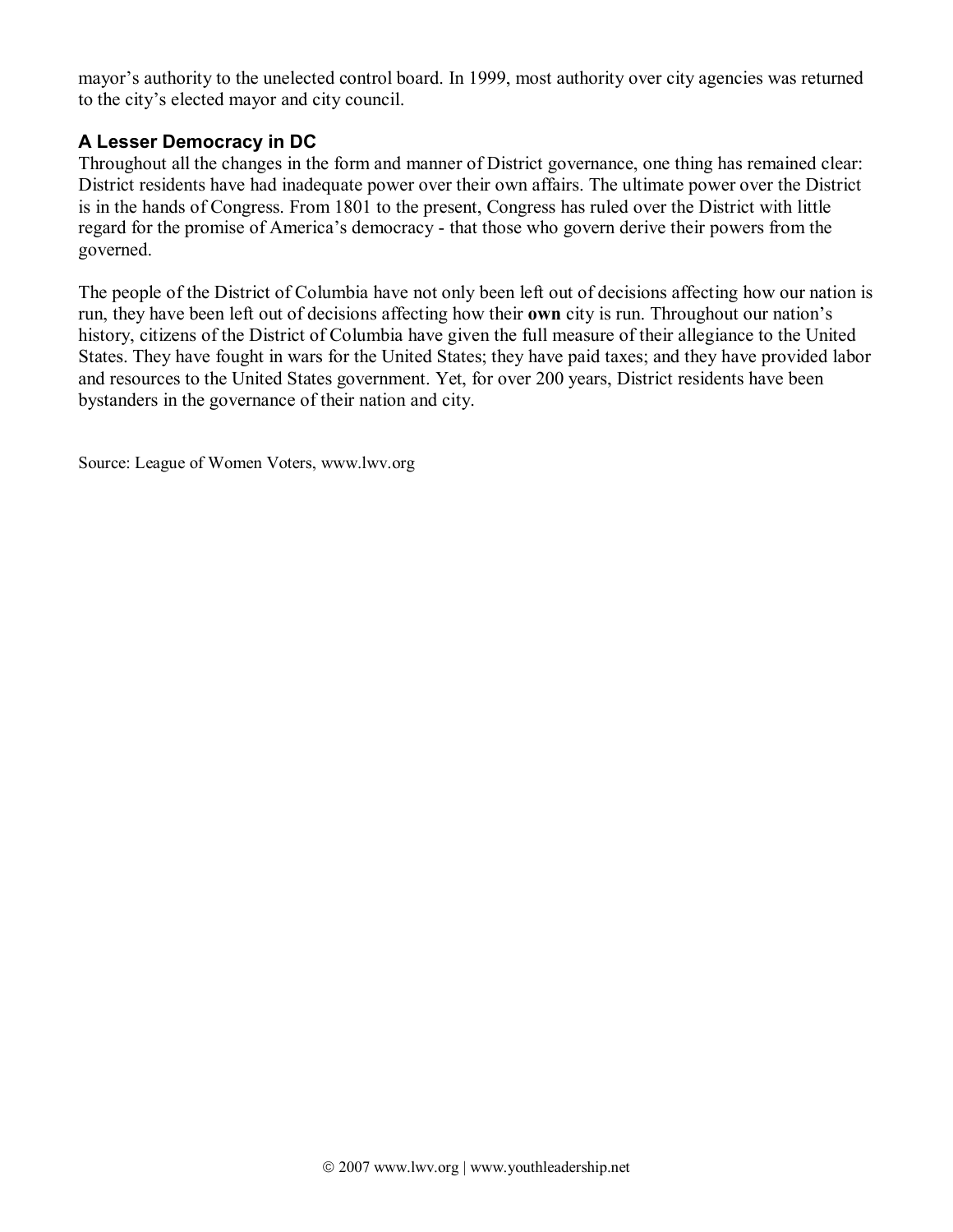mayor's authority to the unelected control board. In 1999, most authority over city agencies was returned to the city's elected mayor and city council.

### A Lesser Democracy in DC

Throughout all the changes in the form and manner of District governance, one thing has remained clear: District residents have had inadequate power over their own affairs. The ultimate power over the District is in the hands of Congress. From 1801 to the present, Congress has ruled over the District with little regard for the promise of America's democracy - that those who govern derive their powers from the governed.

The people of the District of Columbia have not only been left out of decisions affecting how our nation is run, they have been left out of decisions affecting how their **own** city is run. Throughout our nation's history, citizens of the District of Columbia have given the full measure of their allegiance to the United States. They have fought in wars for the United States; they have paid taxes; and they have provided labor and resources to the United States government. Yet, for over 200 years, District residents have been bystanders in the governance of their nation and city.

Source: League of Women Voters, www.lwv.org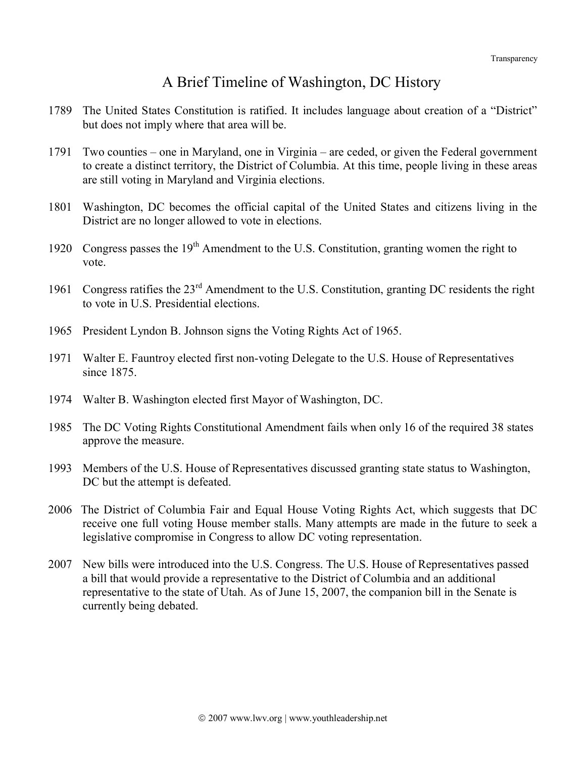Transparency

# A Brief Timeline of Washington, DC History

1789 The United States Constitution is ratified. It includes language about creation of a "District" but does not imply where that area will be.

1791 Two counties – one in Maryland, one in Virginia – are ceded, or given the Federal government to create a distinct territory, the District of Columbia. At this time, people living in these areas are still voting in Maryland and Virginia elections.

1801 Washington, DC becomes the official capital of the United States and citizens living in the District are no longer allowed to vote in elections.

1920 Congress passes the 19th Amendment to the U.S. Constitution, granting women the right to vote.

1961 Congress ratifies the 23rd Amendment to the U.S. Constitution, granting DC residents the right to vote in U.S. Presidential elections.

1965 President Lyndon B. Johnson signs the Voting Rights Act of 1965.

1971 Walter E. Fauntroy elected first non-voting Delegate to the U.S. House of Representatives since 1875.

1974 Walter B. Washington elected first Mayor of Washington, DC.

1985 The DC Voting Rights Constitutional Amendment fails when only 16 of the required 38 states approve the measure.

1993 Members of the U.S. House of Representatives discussed granting state status to Washington, DC but the attempt is defeated.

2006 The District of Columbia Fair and Equal House Voting Rights Act, which suggests that DC receive one full voting House member stalls. Many attempts are made in the future to seek a legislative compromise in Congress to allow DC voting representation.

2007 New bills were introduced into the U.S. Congress. The U.S. House of Representatives passed a bill that would provide a representative to the District of Columbia and an additional representative to the state of Utah. As of June 15, 2007, the companion bill in the Senate is currently being debated.

© 2007 www.lwv.org | www.youthleadership.net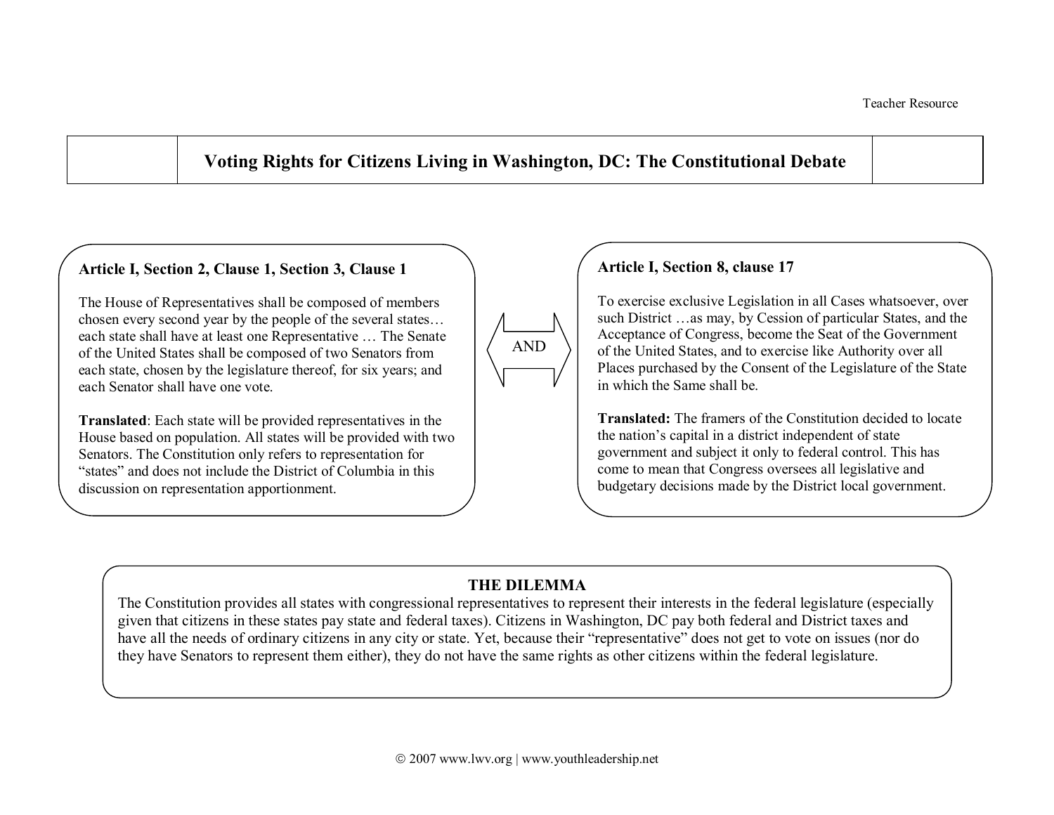Teacher Resource

# Voting Rights for Citizens Living in Washington, DC: The Constitutional Debate

### Article I, Section 2, Clause 1, Section 3, Clause 1

The House of Representatives shall be composed of members chosen every second year by the people of the several states… each state shall have at least one Representative … The Senate of the United States shall be composed of two Senators from each state, chosen by the legislature thereof, for six years; and each Senator shall have one vote.

**Translated**: Each state will be provided representatives in the House based on population. All states will be provided with two Senators. The Constitution only refers to representation for "states" and does not include the District of Columbia in this discussion on representation apportionment.

AND

### Article I, Section 8, clause 17

To exercise exclusive Legislation in all Cases whatsoever, over such District …as may, by Cession of particular States, and the Acceptance of Congress, become the Seat of the Government of the United States, and to exercise like Authority over all Places purchased by the Consent of the Legislature of the State in which the Same shall be.

**Translated:** The framers of the Constitution decided to locate the nation's capital in a district independent of state government and subject it only to federal control. This has come to mean that Congress oversees all legislative and budgetary decisions made by the District local government.

### THE DILEMMA

The Constitution provides all states with congressional representatives to represent their interests in the federal legislature (especially given that citizens in these states pay state and federal taxes). Citizens in Washington, DC pay both federal and District taxes and have all the needs of ordinary citizens in any city or state. Yet, because their "representative" does not get to vote on issues (nor do they have Senators to represent them either), they do not have the same rights as other citizens within the federal legislature.

© 2007 www.lwv.org | www.youthleadership.net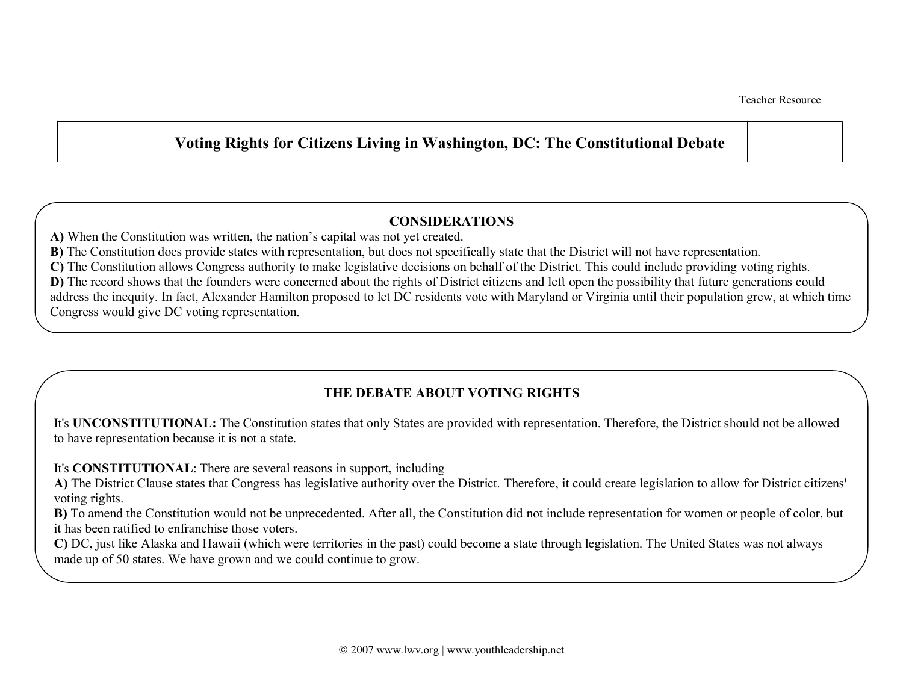Teacher Resource

# Voting Rights for Citizens Living in Washington, DC: The Constitutional Debate

## CONSIDERATIONS

**A)** When the Constitution was written, the nation's capital was not yet created.
**B)** The Constitution does provide states with representation, but does not specifically state that the District will not have representation.
**C)** The Constitution allows Congress authority to make legislative decisions on behalf of the District. This could include providing voting rights.
**D)** The record shows that the founders were concerned about the rights of District citizens and left open the possibility that future generations could address the inequity. In fact, Alexander Hamilton proposed to let DC residents vote with Maryland or Virginia until their population grew, at which time Congress would give DC voting representation.

## THE DEBATE ABOUT VOTING RIGHTS

It's **UNCONSTITUTIONAL:** The Constitution states that only States are provided with representation. Therefore, the District should not be allowed to have representation because it is not a state.

It's **CONSTITUTIONAL**: There are several reasons in support, including
**A)** The District Clause states that Congress has legislative authority over the District. Therefore, it could create legislation to allow for District citizens' voting rights.
**B)** To amend the Constitution would not be unprecedented. After all, the Constitution did not include representation for women or people of color, but it has been ratified to enfranchise those voters.
**C)** DC, just like Alaska and Hawaii (which were territories in the past) could become a state through legislation. The United States was not always made up of 50 states. We have grown and we could continue to grow.

© 2007 www.lwv.org | www.youthleadership.net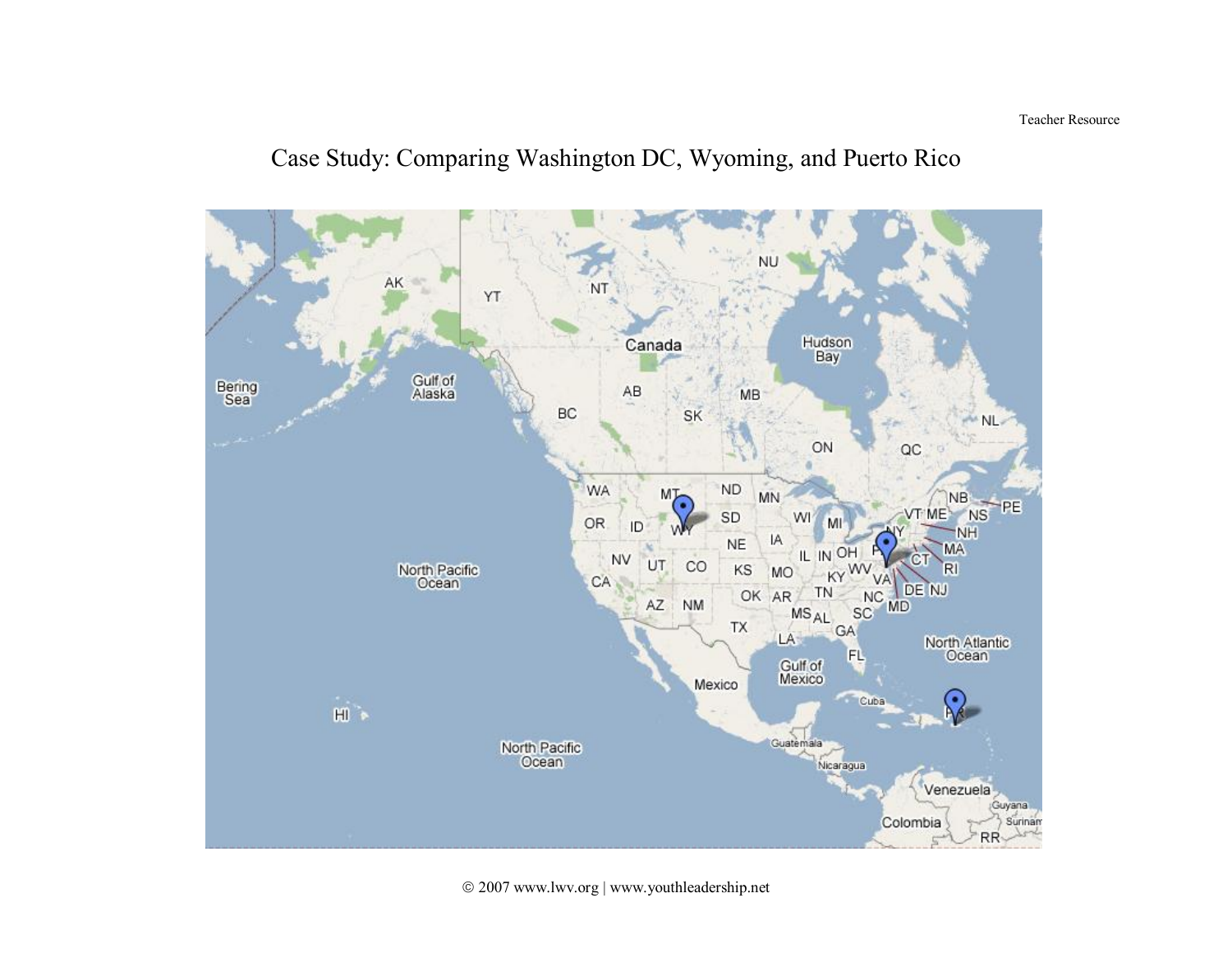Teacher Resource

# Case Study: Comparing Washington DC, Wyoming, and Puerto Rico

© 2007 www.lwv.org | www.youthleadership.net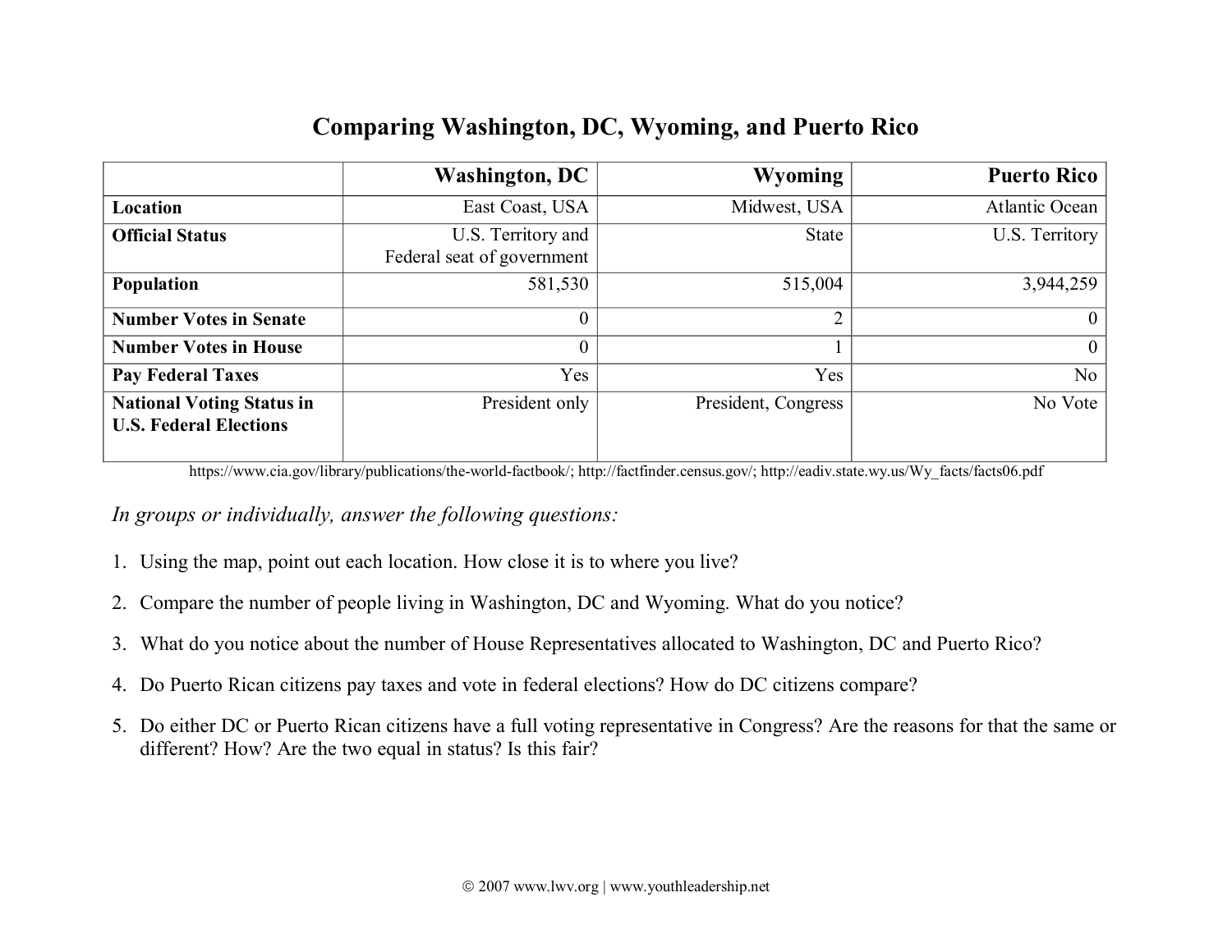# Comparing Washington, DC, Wyoming, and Puerto Rico

| | Washington, DC | Wyoming | Puerto Rico |
|---|---|---|---|
| **Location** | East Coast, USA | Midwest, USA | Atlantic Ocean |
| **Official Status** | U.S. Territory and Federal seat of government | State | U.S. Territory |
| **Population** | 581,530 | 515,004 | 3,944,259 |
| **Number Votes in Senate** | 0 | 2 | 0 |
| **Number Votes in House** | 0 | 1 | 0 |
| **Pay Federal Taxes** | Yes | Yes | No |
| **National Voting Status in U.S. Federal Elections** | President only | President, Congress | No Vote |

https://www.cia.gov/library/publications/the-world-factbook/; http://factfinder.census.gov/; http://eadiv.state.wy.us/Wy_facts/facts06.pdf

*In groups or individually, answer the following questions:*

1. Using the map, point out each location. How close it is to where you live?
2. Compare the number of people living in Washington, DC and Wyoming. What do you notice?
3. What do you notice about the number of House Representatives allocated to Washington, DC and Puerto Rico?
4. Do Puerto Rican citizens pay taxes and vote in federal elections? How do DC citizens compare?
5. Do either DC or Puerto Rican citizens have a full voting representative in Congress? Are the reasons for that the same or different? How? Are the two equal in status? Is this fair?

© 2007 www.lwv.org | www.youthleadership.net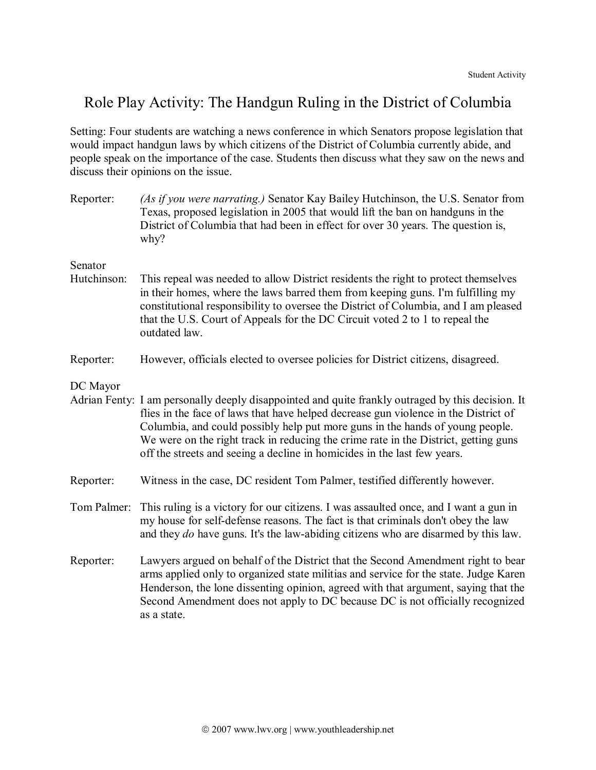Student Activity

# Role Play Activity: The Handgun Ruling in the District of Columbia

Setting: Four students are watching a news conference in which Senators propose legislation that would impact handgun laws by which citizens of the District of Columbia currently abide, and people speak on the importance of the case. Students then discuss what they saw on the news and discuss their opinions on the issue.

**Reporter:** *(As if you were narrating.)* Senator Kay Bailey Hutchinson, the U.S. Senator from Texas, proposed legislation in 2005 that would lift the ban on handguns in the District of Columbia that had been in effect for over 30 years. The question is, why?

**Senator Hutchinson:** This repeal was needed to allow District residents the right to protect themselves in their homes, where the laws barred them from keeping guns. I'm fulfilling my constitutional responsibility to oversee the District of Columbia, and I am pleased that the U.S. Court of Appeals for the DC Circuit voted 2 to 1 to repeal the outdated law.

**Reporter:** However, officials elected to oversee policies for District citizens, disagreed.

**DC Mayor Adrian Fenty:** I am personally deeply disappointed and quite frankly outraged by this decision. It flies in the face of laws that have helped decrease gun violence in the District of Columbia, and could possibly help put more guns in the hands of young people. We were on the right track in reducing the crime rate in the District, getting guns off the streets and seeing a decline in homicides in the last few years.

**Reporter:** Witness in the case, DC resident Tom Palmer, testified differently however.

**Tom Palmer:** This ruling is a victory for our citizens. I was assaulted once, and I want a gun in my house for self-defense reasons. The fact is that criminals don't obey the law and they *do* have guns. It's the law-abiding citizens who are disarmed by this law.

**Reporter:** Lawyers argued on behalf of the District that the Second Amendment right to bear arms applied only to organized state militias and service for the state. Judge Karen Henderson, the lone dissenting opinion, agreed with that argument, saying that the Second Amendment does not apply to DC because DC is not officially recognized as a state.

© 2007 www.lwv.org | www.youthleadership.net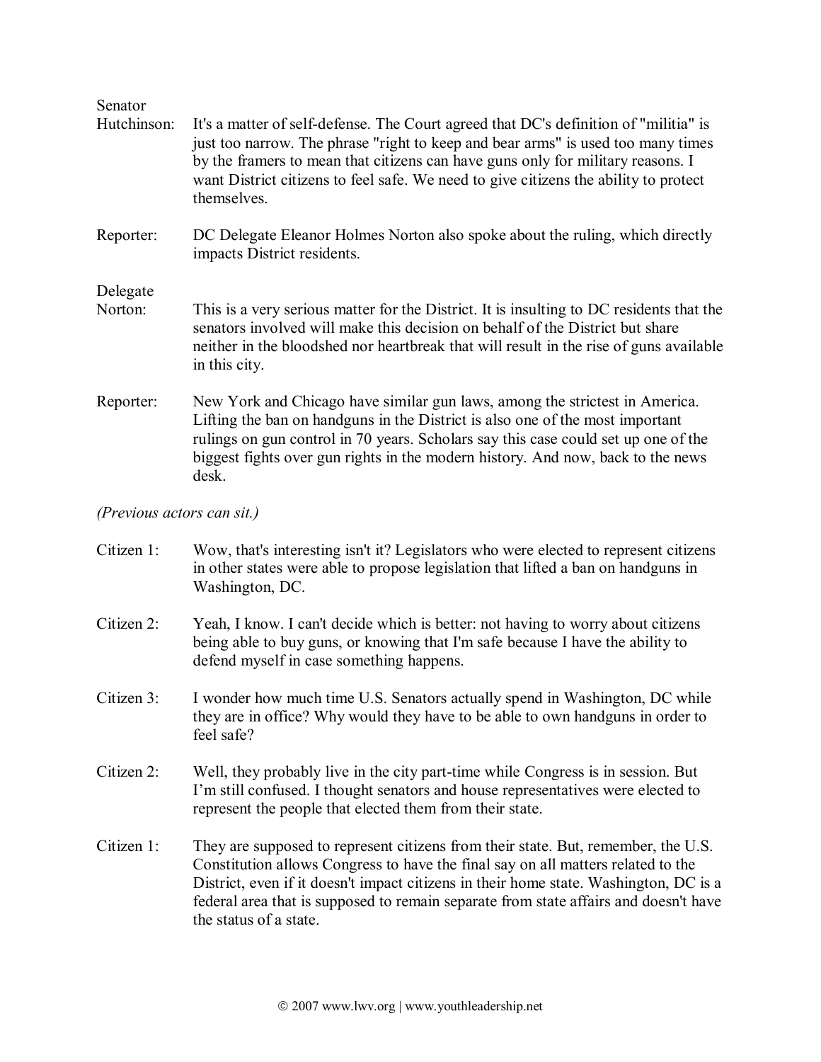**Senator Hutchinson:** It's a matter of self-defense. The Court agreed that DC's definition of "militia" is just too narrow. The phrase "right to keep and bear arms" is used too many times by the framers to mean that citizens can have guns only for military reasons. I want District citizens to feel safe. We need to give citizens the ability to protect themselves.

**Reporter:** DC Delegate Eleanor Holmes Norton also spoke about the ruling, which directly impacts District residents.

**Delegate Norton:** This is a very serious matter for the District. It is insulting to DC residents that the senators involved will make this decision on behalf of the District but share neither in the bloodshed nor heartbreak that will result in the rise of guns available in this city.

**Reporter:** New York and Chicago have similar gun laws, among the strictest in America. Lifting the ban on handguns in the District is also one of the most important rulings on gun control in 70 years. Scholars say this case could set up one of the biggest fights over gun rights in the modern history. And now, back to the news desk.

*(Previous actors can sit.)*

**Citizen 1:** Wow, that's interesting isn't it? Legislators who were elected to represent citizens in other states were able to propose legislation that lifted a ban on handguns in Washington, DC.

**Citizen 2:** Yeah, I know. I can't decide which is better: not having to worry about citizens being able to buy guns, or knowing that I'm safe because I have the ability to defend myself in case something happens.

**Citizen 3:** I wonder how much time U.S. Senators actually spend in Washington, DC while they are in office? Why would they have to be able to own handguns in order to feel safe?

**Citizen 2:** Well, they probably live in the city part-time while Congress is in session. But I'm still confused. I thought senators and house representatives were elected to represent the people that elected them from their state.

**Citizen 1:** They are supposed to represent citizens from their state. But, remember, the U.S. Constitution allows Congress to have the final say on all matters related to the District, even if it doesn't impact citizens in their home state. Washington, DC is a federal area that is supposed to remain separate from state affairs and doesn't have the status of a state.

© 2007 www.lwv.org | www.youthleadership.net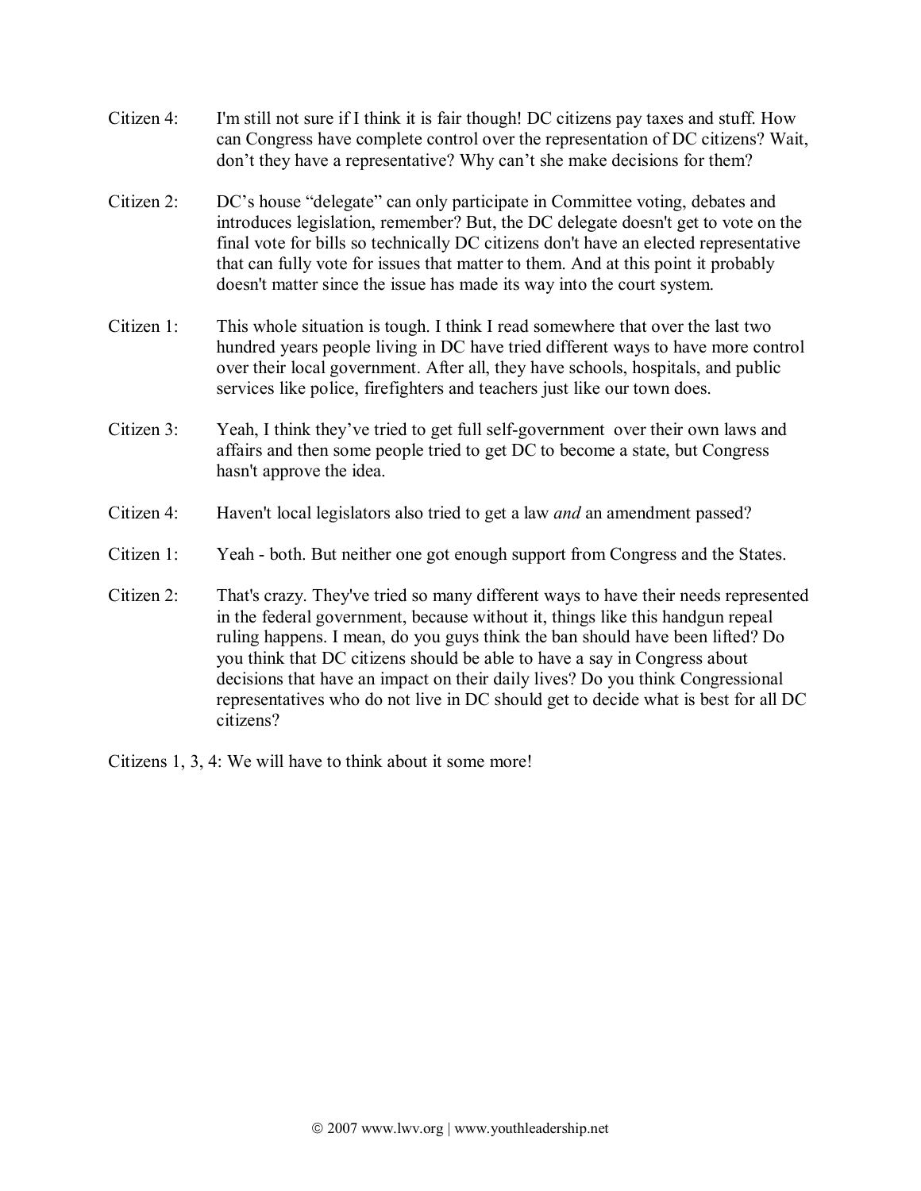**Citizen 4:** I'm still not sure if I think it is fair though! DC citizens pay taxes and stuff. How can Congress have complete control over the representation of DC citizens? Wait, don't they have a representative? Why can't she make decisions for them?

**Citizen 2:** DC's house "delegate" can only participate in Committee voting, debates and introduces legislation, remember? But, the DC delegate doesn't get to vote on the final vote for bills so technically DC citizens don't have an elected representative that can fully vote for issues that matter to them. And at this point it probably doesn't matter since the issue has made its way into the court system.

**Citizen 1:** This whole situation is tough. I think I read somewhere that over the last two hundred years people living in DC have tried different ways to have more control over their local government. After all, they have schools, hospitals, and public services like police, firefighters and teachers just like our town does.

**Citizen 3:** Yeah, I think they've tried to get full self-government over their own laws and affairs and then some people tried to get DC to become a state, but Congress hasn't approve the idea.

**Citizen 4:** Haven't local legislators also tried to get a law *and* an amendment passed?

**Citizen 1:** Yeah - both. But neither one got enough support from Congress and the States.

**Citizen 2:** That's crazy. They've tried so many different ways to have their needs represented in the federal government, because without it, things like this handgun repeal ruling happens. I mean, do you guys think the ban should have been lifted? Do you think that DC citizens should be able to have a say in Congress about decisions that have an impact on their daily lives? Do you think Congressional representatives who do not live in DC should get to decide what is best for all DC citizens?

**Citizens 1, 3, 4:** We will have to think about it some more!

© 2007 www.lwv.org | www.youthleadership.net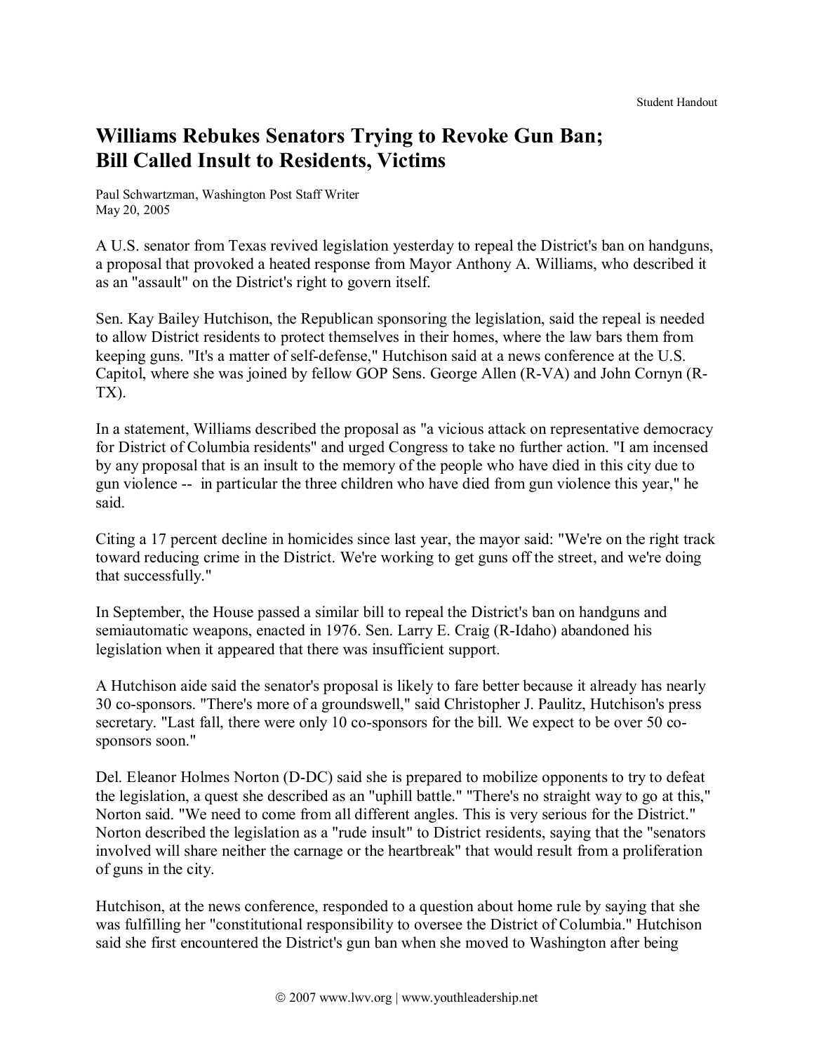Student Handout

# Williams Rebukes Senators Trying to Revoke Gun Ban; Bill Called Insult to Residents, Victims

Paul Schwartzman, Washington Post Staff Writer
May 20, 2005

A U.S. senator from Texas revived legislation yesterday to repeal the District's ban on handguns, a proposal that provoked a heated response from Mayor Anthony A. Williams, who described it as an "assault" on the District's right to govern itself.

Sen. Kay Bailey Hutchison, the Republican sponsoring the legislation, said the repeal is needed to allow District residents to protect themselves in their homes, where the law bars them from keeping guns. "It's a matter of self-defense," Hutchison said at a news conference at the U.S. Capitol, where she was joined by fellow GOP Sens. George Allen (R-VA) and John Cornyn (R-TX).

In a statement, Williams described the proposal as "a vicious attack on representative democracy for District of Columbia residents" and urged Congress to take no further action. "I am incensed by any proposal that is an insult to the memory of the people who have died in this city due to gun violence -- in particular the three children who have died from gun violence this year," he said.

Citing a 17 percent decline in homicides since last year, the mayor said: "We're on the right track toward reducing crime in the District. We're working to get guns off the street, and we're doing that successfully."

In September, the House passed a similar bill to repeal the District's ban on handguns and semiautomatic weapons, enacted in 1976. Sen. Larry E. Craig (R-Idaho) abandoned his legislation when it appeared that there was insufficient support.

A Hutchison aide said the senator's proposal is likely to fare better because it already has nearly 30 co-sponsors. "There's more of a groundswell," said Christopher J. Paulitz, Hutchison's press secretary. "Last fall, there were only 10 co-sponsors for the bill. We expect to be over 50 co-sponsors soon."

Del. Eleanor Holmes Norton (D-DC) said she is prepared to mobilize opponents to try to defeat the legislation, a quest she described as an "uphill battle." "There's no straight way to go at this," Norton said. "We need to come from all different angles. This is very serious for the District." Norton described the legislation as a "rude insult" to District residents, saying that the "senators involved will share neither the carnage or the heartbreak" that would result from a proliferation of guns in the city.

Hutchison, at the news conference, responded to a question about home rule by saying that she was fulfilling her "constitutional responsibility to oversee the District of Columbia." Hutchison said she first encountered the District's gun ban when she moved to Washington after being

© 2007 www.lwv.org | www.youthleadership.net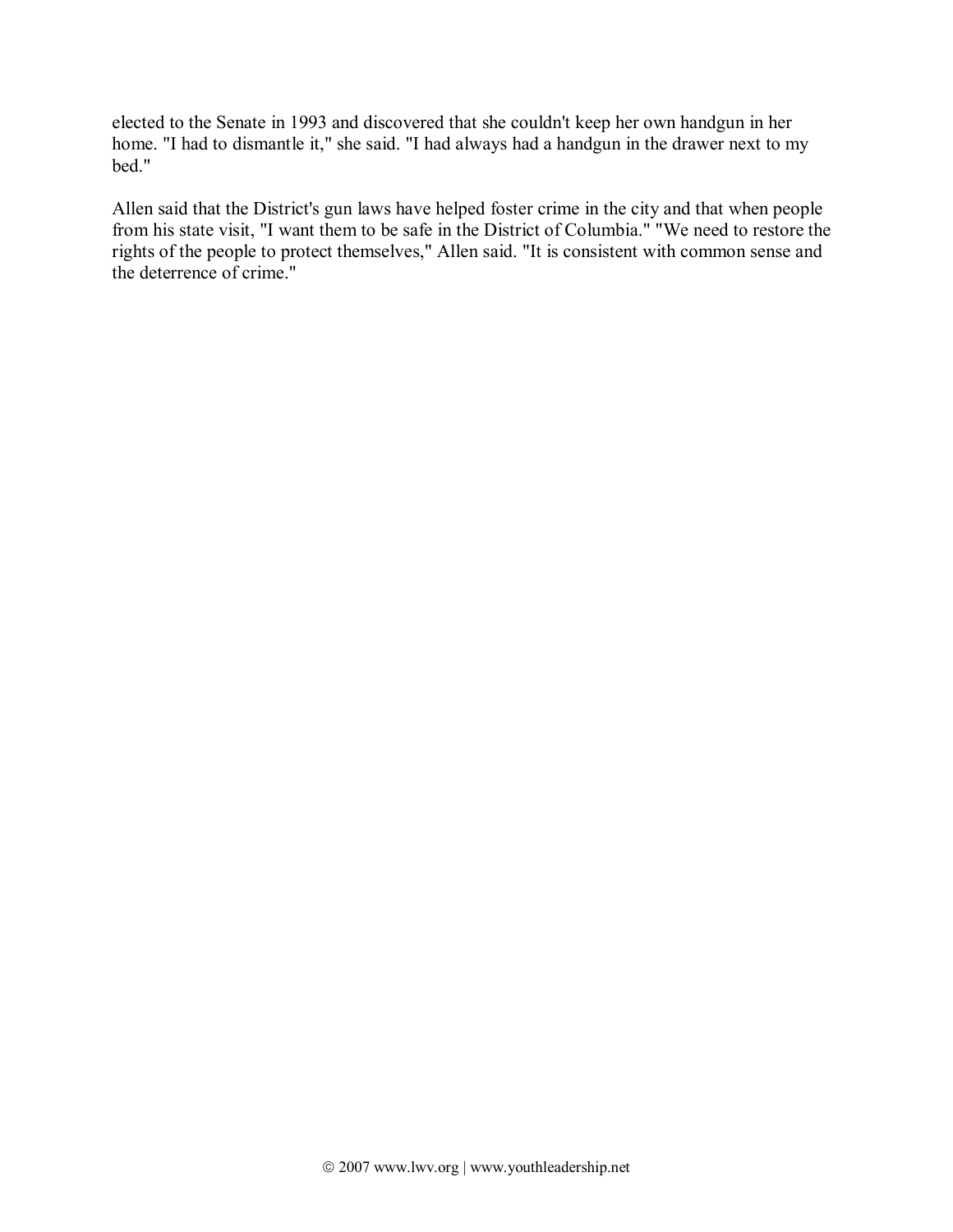elected to the Senate in 1993 and discovered that she couldn't keep her own handgun in her home. "I had to dismantle it," she said. "I had always had a handgun in the drawer next to my bed."

Allen said that the District's gun laws have helped foster crime in the city and that when people from his state visit, "I want them to be safe in the District of Columbia." "We need to restore the rights of the people to protect themselves," Allen said. "It is consistent with common sense and the deterrence of crime."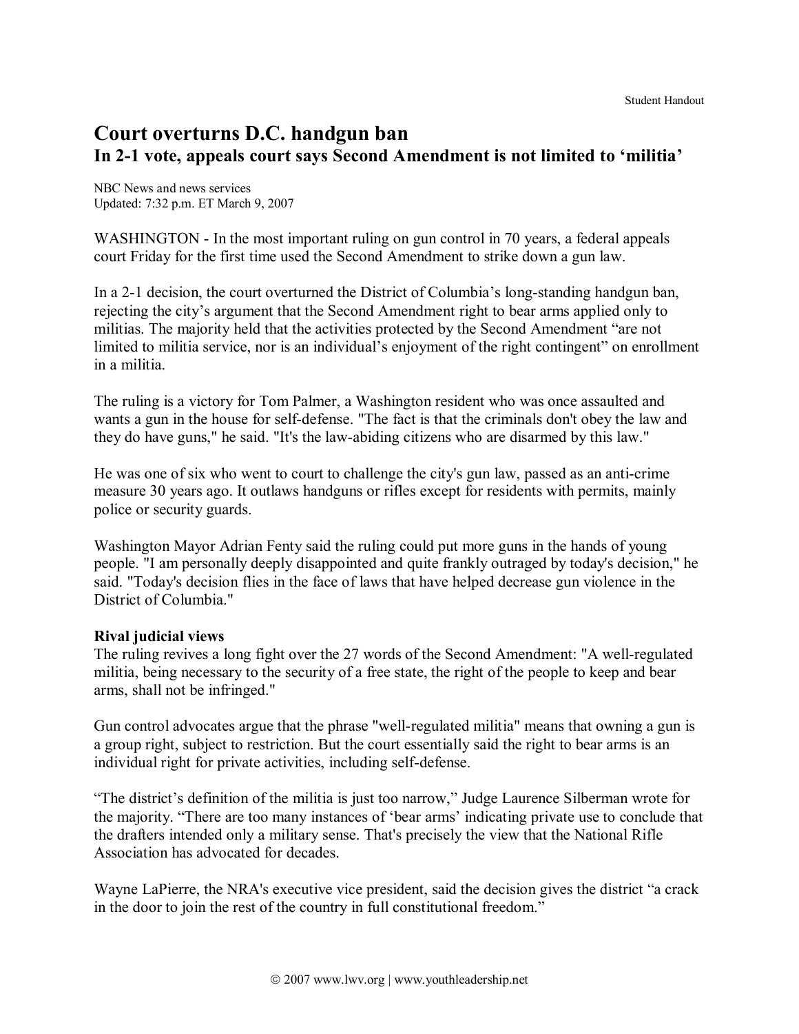Student Handout

# Court overturns D.C. handgun ban

## In 2-1 vote, appeals court says Second Amendment is not limited to 'militia'

NBC News and news services
Updated: 7:32 p.m. ET March 9, 2007

WASHINGTON - In the most important ruling on gun control in 70 years, a federal appeals court Friday for the first time used the Second Amendment to strike down a gun law.

In a 2-1 decision, the court overturned the District of Columbia's long-standing handgun ban, rejecting the city's argument that the Second Amendment right to bear arms applied only to militias. The majority held that the activities protected by the Second Amendment "are not limited to militia service, nor is an individual's enjoyment of the right contingent" on enrollment in a militia.

The ruling is a victory for Tom Palmer, a Washington resident who was once assaulted and wants a gun in the house for self-defense. "The fact is that the criminals don't obey the law and they do have guns," he said. "It's the law-abiding citizens who are disarmed by this law."

He was one of six who went to court to challenge the city's gun law, passed as an anti-crime measure 30 years ago. It outlaws handguns or rifles except for residents with permits, mainly police or security guards.

Washington Mayor Adrian Fenty said the ruling could put more guns in the hands of young people. "I am personally deeply disappointed and quite frankly outraged by today's decision," he said. "Today's decision flies in the face of laws that have helped decrease gun violence in the District of Columbia."

**Rival judicial views**

The ruling revives a long fight over the 27 words of the Second Amendment: "A well-regulated militia, being necessary to the security of a free state, the right of the people to keep and bear arms, shall not be infringed."

Gun control advocates argue that the phrase "well-regulated militia" means that owning a gun is a group right, subject to restriction. But the court essentially said the right to bear arms is an individual right for private activities, including self-defense.

"The district's definition of the militia is just too narrow," Judge Laurence Silberman wrote for the majority. "There are too many instances of 'bear arms' indicating private use to conclude that the drafters intended only a military sense. That's precisely the view that the National Rifle Association has advocated for decades.

Wayne LaPierre, the NRA's executive vice president, said the decision gives the district "a crack in the door to join the rest of the country in full constitutional freedom."

© 2007 www.lwv.org | www.youthleadership.net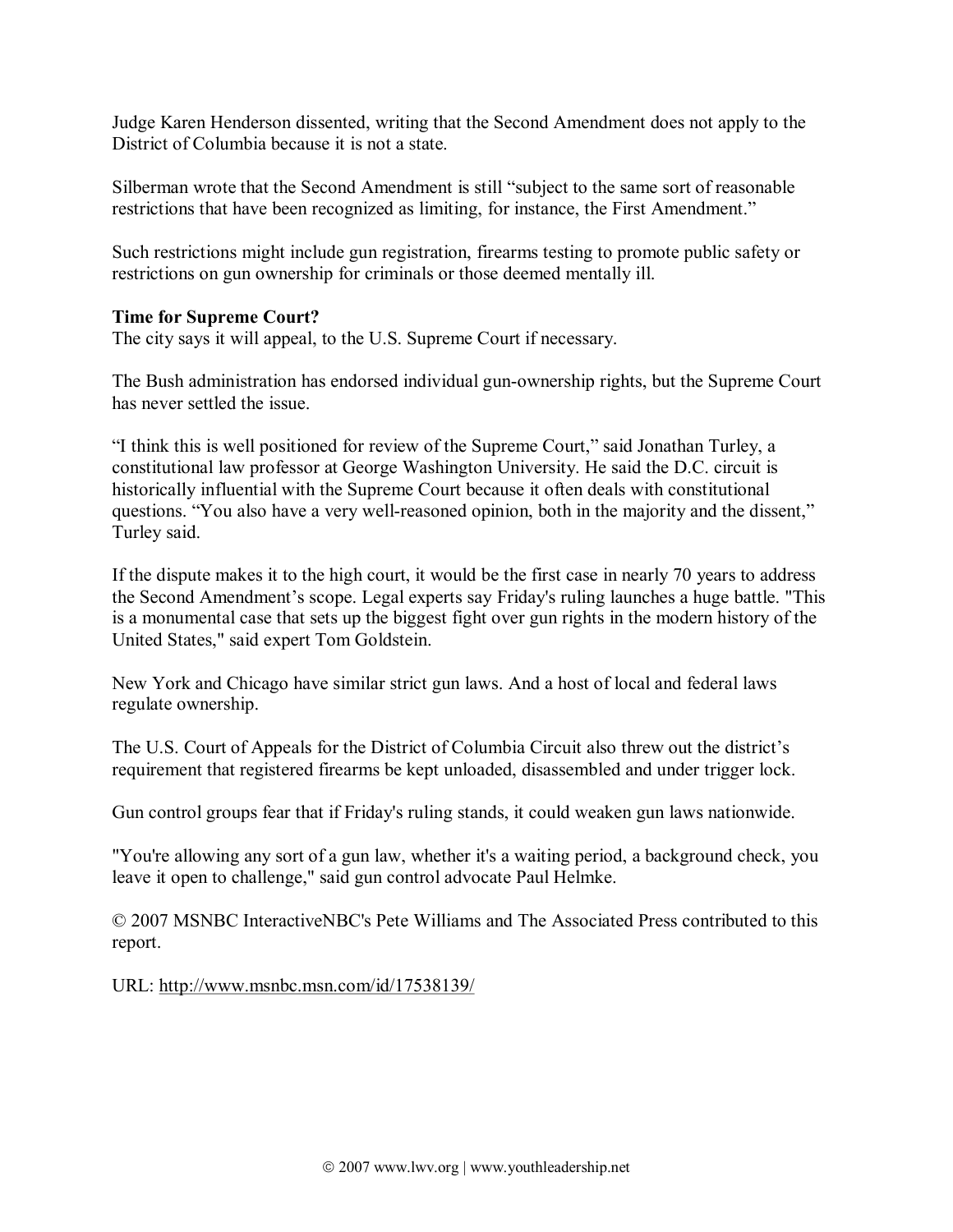Judge Karen Henderson dissented, writing that the Second Amendment does not apply to the District of Columbia because it is not a state.

Silberman wrote that the Second Amendment is still “subject to the same sort of reasonable restrictions that have been recognized as limiting, for instance, the First Amendment.”

Such restrictions might include gun registration, firearms testing to promote public safety or restrictions on gun ownership for criminals or those deemed mentally ill.

**Time for Supreme Court?**
The city says it will appeal, to the U.S. Supreme Court if necessary.

The Bush administration has endorsed individual gun-ownership rights, but the Supreme Court has never settled the issue.

“I think this is well positioned for review of the Supreme Court,” said Jonathan Turley, a constitutional law professor at George Washington University. He said the D.C. circuit is historically influential with the Supreme Court because it often deals with constitutional questions. “You also have a very well-reasoned opinion, both in the majority and the dissent,” Turley said.

If the dispute makes it to the high court, it would be the first case in nearly 70 years to address the Second Amendment’s scope. Legal experts say Friday's ruling launches a huge battle. "This is a monumental case that sets up the biggest fight over gun rights in the modern history of the United States," said expert Tom Goldstein.

New York and Chicago have similar strict gun laws. And a host of local and federal laws regulate ownership.

The U.S. Court of Appeals for the District of Columbia Circuit also threw out the district’s requirement that registered firearms be kept unloaded, disassembled and under trigger lock.

Gun control groups fear that if Friday's ruling stands, it could weaken gun laws nationwide.

"You're allowing any sort of a gun law, whether it's a waiting period, a background check, you leave it open to challenge," said gun control advocate Paul Helmke.

© 2007 MSNBC InteractiveNBC's Pete Williams and The Associated Press contributed to this report.

URL: http://www.msnbc.msn.com/id/17538139/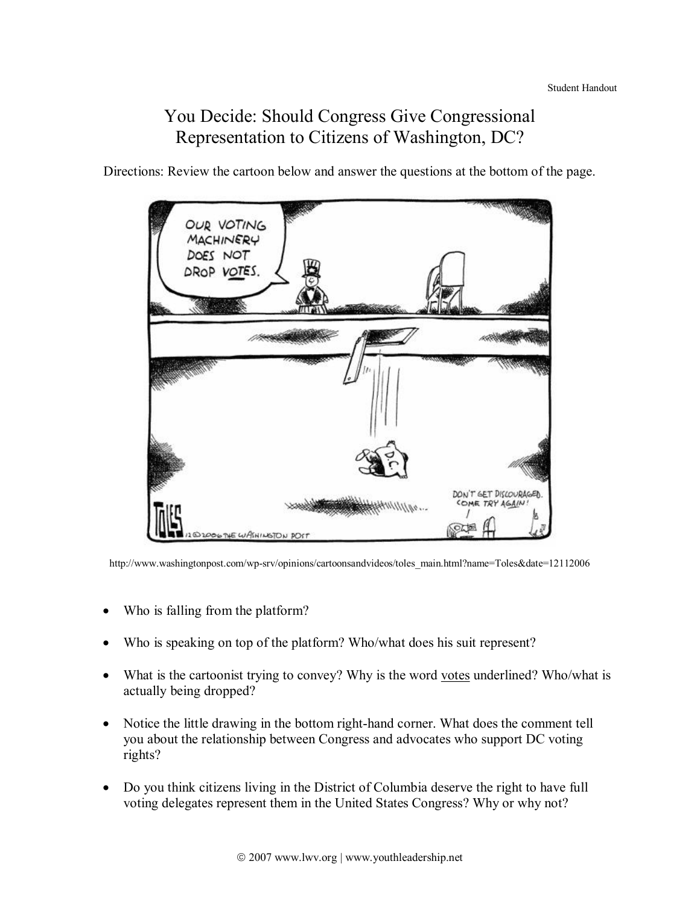Student Handout

# You Decide: Should Congress Give Congressional Representation to Citizens of Washington, DC?

Directions: Review the cartoon below and answer the questions at the bottom of the page.

http://www.washingtonpost.com/wp-srv/opinions/cartoonsandvideos/toles_main.html?name=Toles&date=12112006

- Who is falling from the platform?
- Who is speaking on top of the platform? Who/what does his suit represent?
- What is the cartoonist trying to convey? Why is the word <u>votes</u> underlined? Who/what is actually being dropped?
- Notice the little drawing in the bottom right-hand corner. What does the comment tell you about the relationship between Congress and advocates who support DC voting rights?
- Do you think citizens living in the District of Columbia deserve the right to have full voting delegates represent them in the United States Congress? Why or why not?

© 2007 www.lwv.org | www.youthleadership.net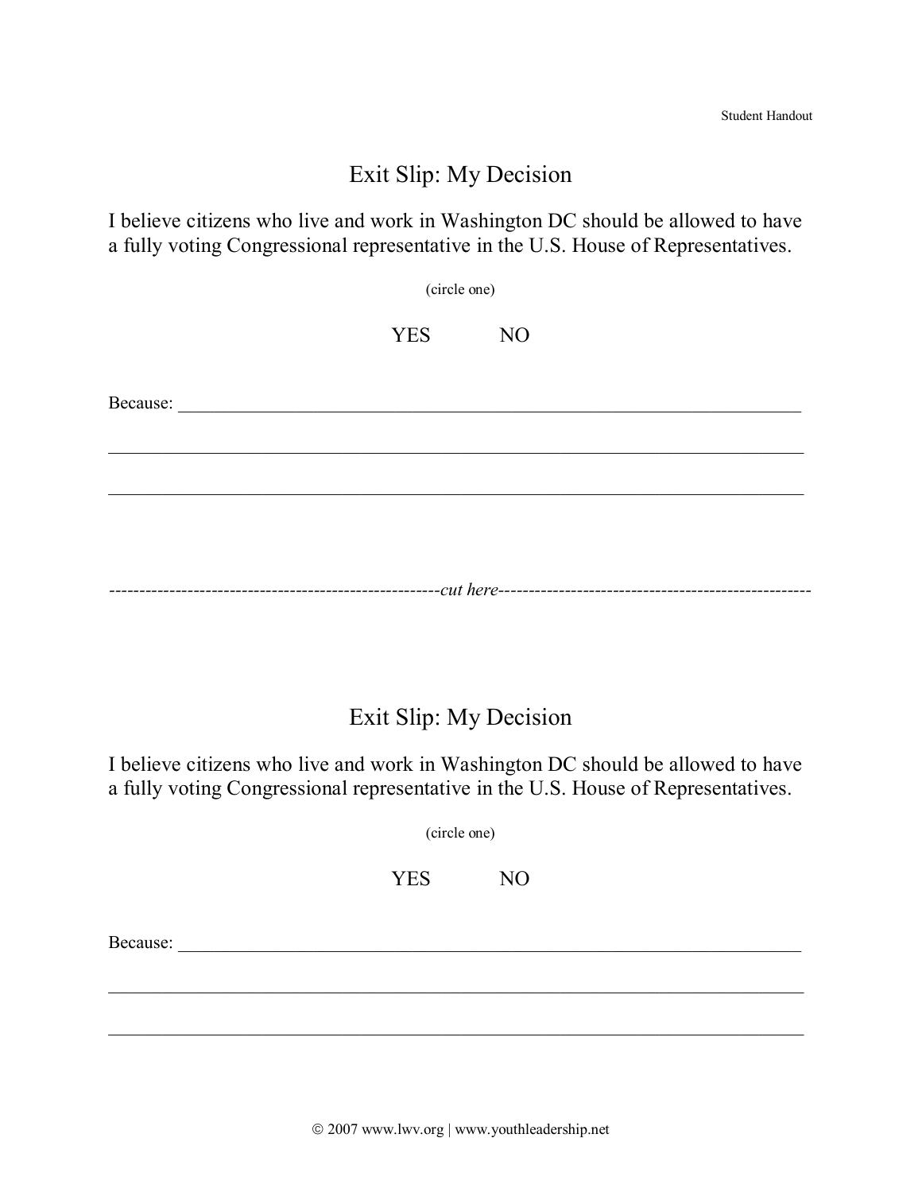Student Handout

## Exit Slip: My Decision

I believe citizens who live and work in Washington DC should be allowed to have a fully voting Congressional representative in the U.S. House of Representatives.

(circle one)

YES NO

Because: ______________________________________________________________________

______________________________________________________________________

______________________________________________________________________

-----------------------------------------------------*cut here*---------------------------------------------------

## Exit Slip: My Decision

I believe citizens who live and work in Washington DC should be allowed to have a fully voting Congressional representative in the U.S. House of Representatives.

(circle one)

YES NO

Because: ______________________________________________________________________

______________________________________________________________________

______________________________________________________________________

© 2007 www.lwv.org | www.youthleadership.net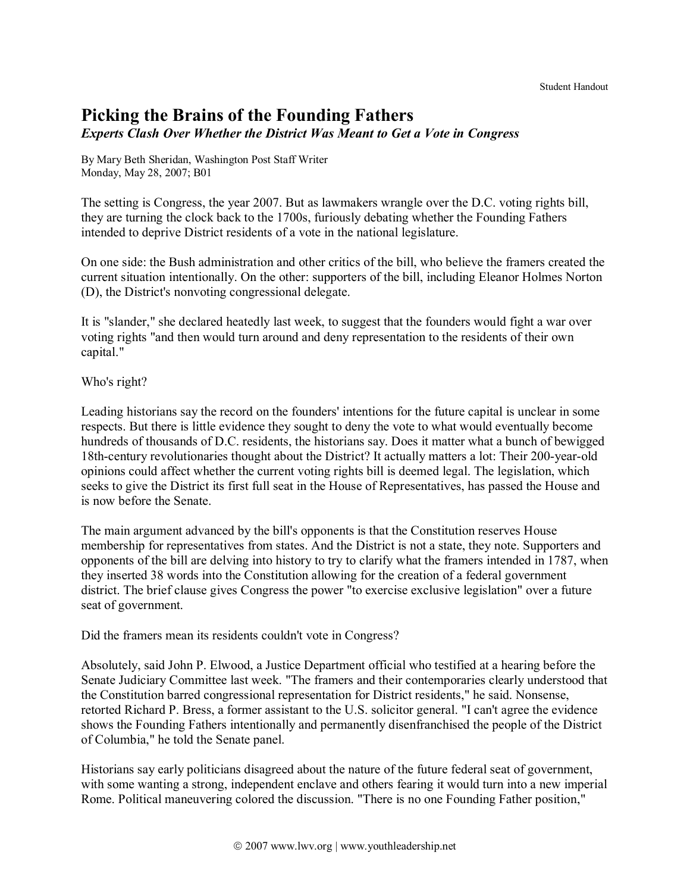Student Handout

# Picking the Brains of the Founding Fathers

*Experts Clash Over Whether the District Was Meant to Get a Vote in Congress*

By Mary Beth Sheridan, Washington Post Staff Writer
Monday, May 28, 2007; B01

The setting is Congress, the year 2007. But as lawmakers wrangle over the D.C. voting rights bill, they are turning the clock back to the 1700s, furiously debating whether the Founding Fathers intended to deprive District residents of a vote in the national legislature.

On one side: the Bush administration and other critics of the bill, who believe the framers created the current situation intentionally. On the other: supporters of the bill, including Eleanor Holmes Norton (D), the District's nonvoting congressional delegate.

It is "slander," she declared heatedly last week, to suggest that the founders would fight a war over voting rights "and then would turn around and deny representation to the residents of their own capital."

Who's right?

Leading historians say the record on the founders' intentions for the future capital is unclear in some respects. But there is little evidence they sought to deny the vote to what would eventually become hundreds of thousands of D.C. residents, the historians say. Does it matter what a bunch of bewigged 18th-century revolutionaries thought about the District? It actually matters a lot: Their 200-year-old opinions could affect whether the current voting rights bill is deemed legal. The legislation, which seeks to give the District its first full seat in the House of Representatives, has passed the House and is now before the Senate.

The main argument advanced by the bill's opponents is that the Constitution reserves House membership for representatives from states. And the District is not a state, they note. Supporters and opponents of the bill are delving into history to try to clarify what the framers intended in 1787, when they inserted 38 words into the Constitution allowing for the creation of a federal government district. The brief clause gives Congress the power "to exercise exclusive legislation" over a future seat of government.

Did the framers mean its residents couldn't vote in Congress?

Absolutely, said John P. Elwood, a Justice Department official who testified at a hearing before the Senate Judiciary Committee last week. "The framers and their contemporaries clearly understood that the Constitution barred congressional representation for District residents," he said. Nonsense, retorted Richard P. Bress, a former assistant to the U.S. solicitor general. "I can't agree the evidence shows the Founding Fathers intentionally and permanently disenfranchised the people of the District of Columbia," he told the Senate panel.

Historians say early politicians disagreed about the nature of the future federal seat of government, with some wanting a strong, independent enclave and others fearing it would turn into a new imperial Rome. Political maneuvering colored the discussion. "There is no one Founding Father position,"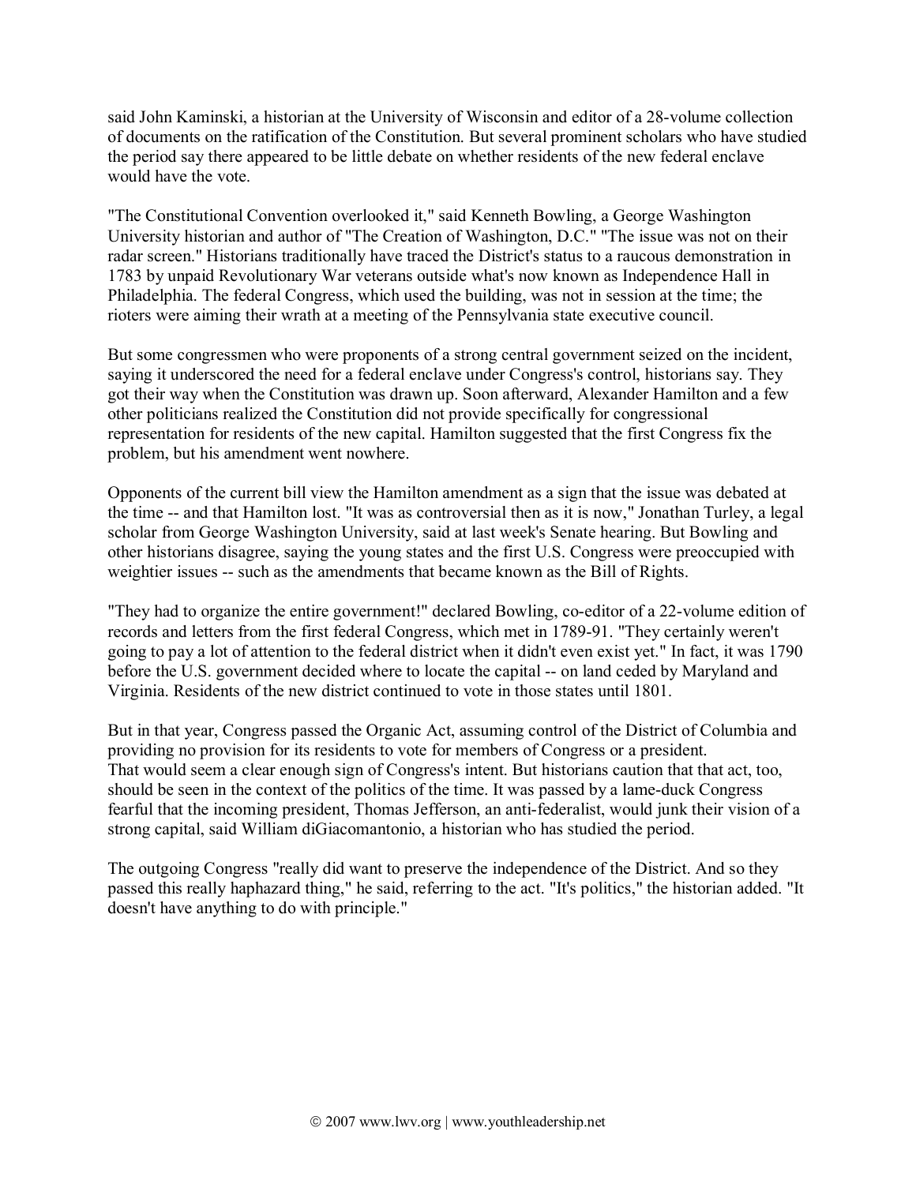said John Kaminski, a historian at the University of Wisconsin and editor of a 28-volume collection of documents on the ratification of the Constitution. But several prominent scholars who have studied the period say there appeared to be little debate on whether residents of the new federal enclave would have the vote.

"The Constitutional Convention overlooked it," said Kenneth Bowling, a George Washington University historian and author of "The Creation of Washington, D.C." "The issue was not on their radar screen." Historians traditionally have traced the District's status to a raucous demonstration in 1783 by unpaid Revolutionary War veterans outside what's now known as Independence Hall in Philadelphia. The federal Congress, which used the building, was not in session at the time; the rioters were aiming their wrath at a meeting of the Pennsylvania state executive council.

But some congressmen who were proponents of a strong central government seized on the incident, saying it underscored the need for a federal enclave under Congress's control, historians say. They got their way when the Constitution was drawn up. Soon afterward, Alexander Hamilton and a few other politicians realized the Constitution did not provide specifically for congressional representation for residents of the new capital. Hamilton suggested that the first Congress fix the problem, but his amendment went nowhere.

Opponents of the current bill view the Hamilton amendment as a sign that the issue was debated at the time -- and that Hamilton lost. "It was as controversial then as it is now," Jonathan Turley, a legal scholar from George Washington University, said at last week's Senate hearing. But Bowling and other historians disagree, saying the young states and the first U.S. Congress were preoccupied with weightier issues -- such as the amendments that became known as the Bill of Rights.

"They had to organize the entire government!" declared Bowling, co-editor of a 22-volume edition of records and letters from the first federal Congress, which met in 1789-91. "They certainly weren't going to pay a lot of attention to the federal district when it didn't even exist yet." In fact, it was 1790 before the U.S. government decided where to locate the capital -- on land ceded by Maryland and Virginia. Residents of the new district continued to vote in those states until 1801.

But in that year, Congress passed the Organic Act, assuming control of the District of Columbia and providing no provision for its residents to vote for members of Congress or a president.
That would seem a clear enough sign of Congress's intent. But historians caution that that act, too, should be seen in the context of the politics of the time. It was passed by a lame-duck Congress fearful that the incoming president, Thomas Jefferson, an anti-federalist, would junk their vision of a strong capital, said William diGiacomantonio, a historian who has studied the period.

The outgoing Congress "really did want to preserve the independence of the District. And so they passed this really haphazard thing," he said, referring to the act. "It's politics," the historian added. "It doesn't have anything to do with principle."

© 2007 www.lwv.org | www.youthleadership.net